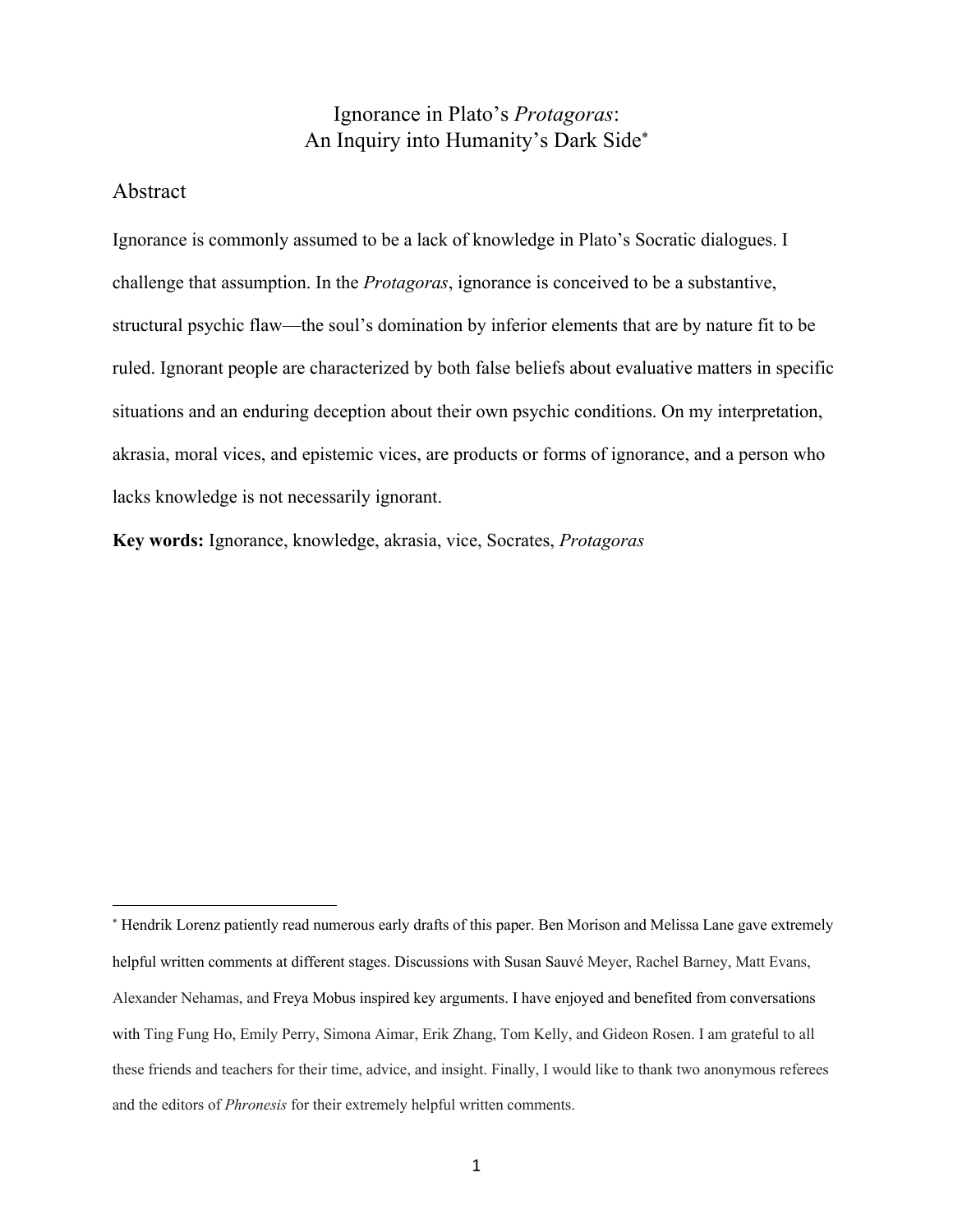# Ignorance in Plato's *Protagoras*: An Inquiry into Humanity's Dark Side*

## Abstract

Ignorance is commonly assumed to be a lack of knowledge in Plato's Socratic dialogues. I challenge that assumption. In the *Protagoras*, ignorance is conceived to be a substantive, structural psychic flaw—the soul's domination by inferior elements that are by nature fit to be ruled. Ignorant people are characterized by both false beliefs about evaluative matters in specific situations and an enduring deception about their own psychic conditions. On my interpretation, akrasia, moral vices, and epistemic vices, are products or forms of ignorance, and a person who lacks knowledge is not necessarily ignorant.

**Key words:** Ignorance, knowledge, akrasia, vice, Socrates, *Protagoras*

---

* Hendrik Lorenz patiently read numerous early drafts of this paper. Ben Morison and Melissa Lane gave extremely helpful written comments at different stages. Discussions with Susan Sauvé Meyer, Rachel Barney, Matt Evans, Alexander Nehamas, and Freya Mobus inspired key arguments. I have enjoyed and benefited from conversations with Ting Fung Ho, Emily Perry, Simona Aimar, Erik Zhang, Tom Kelly, and Gideon Rosen. I am grateful to all these friends and teachers for their time, advice, and insight. Finally, I would like to thank two anonymous referees and the editors of *Phronesis* for their extremely helpful written comments.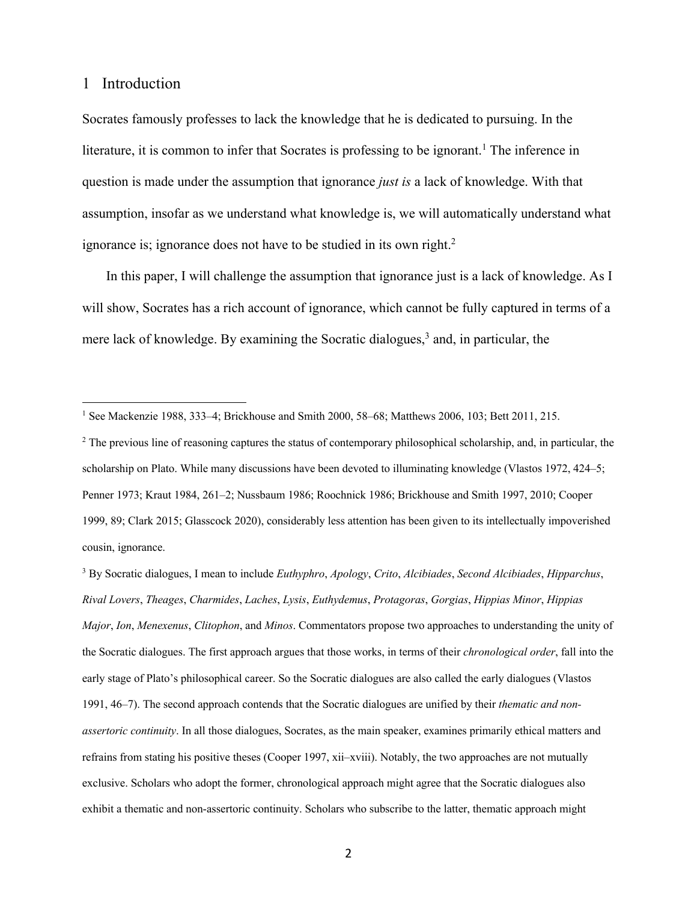## 1 Introduction

Socrates famously professes to lack the knowledge that he is dedicated to pursuing. In the literature, it is common to infer that Socrates is professing to be ignorant.[1] The inference in question is made under the assumption that ignorance *just is* a lack of knowledge. With that assumption, insofar as we understand what knowledge is, we will automatically understand what ignorance is; ignorance does not have to be studied in its own right.[2]

In this paper, I will challenge the assumption that ignorance just is a lack of knowledge. As I will show, Socrates has a rich account of ignorance, which cannot be fully captured in terms of a mere lack of knowledge. By examining the Socratic dialogues,[3] and, in particular, the

---

[1] See Mackenzie 1988, 333–4; Brickhouse and Smith 2000, 58–68; Matthews 2006, 103; Bett 2011, 215.

[2] The previous line of reasoning captures the status of contemporary philosophical scholarship, and, in particular, the scholarship on Plato. While many discussions have been devoted to illuminating knowledge (Vlastos 1972, 424–5; Penner 1973; Kraut 1984, 261–2; Nussbaum 1986; Roochnick 1986; Brickhouse and Smith 1997, 2010; Cooper 1999, 89; Clark 2015; Glasscock 2020), considerably less attention has been given to its intellectually impoverished cousin, ignorance.

[3] By Socratic dialogues, I mean to include *Euthyphro*, *Apology*, *Crito*, *Alcibiades*, *Second Alcibiades*, *Hipparchus*, *Rival Lovers*, *Theages*, *Charmides*, *Laches*, *Lysis*, *Euthydemus*, *Protagoras*, *Gorgias*, *Hippias Minor*, *Hippias Major*, *Ion*, *Menexenus*, *Clitophon*, and *Minos*. Commentators propose two approaches to understanding the unity of the Socratic dialogues. The first approach argues that those works, in terms of their *chronological order*, fall into the early stage of Plato's philosophical career. So the Socratic dialogues are also called the early dialogues (Vlastos 1991, 46–7). The second approach contends that the Socratic dialogues are unified by their *thematic and non-assertoric continuity*. In all those dialogues, Socrates, as the main speaker, examines primarily ethical matters and refrains from stating his positive theses (Cooper 1997, xii–xviii). Notably, the two approaches are not mutually exclusive. Scholars who adopt the former, chronological approach might agree that the Socratic dialogues also exhibit a thematic and non-assertoric continuity. Scholars who subscribe to the latter, thematic approach might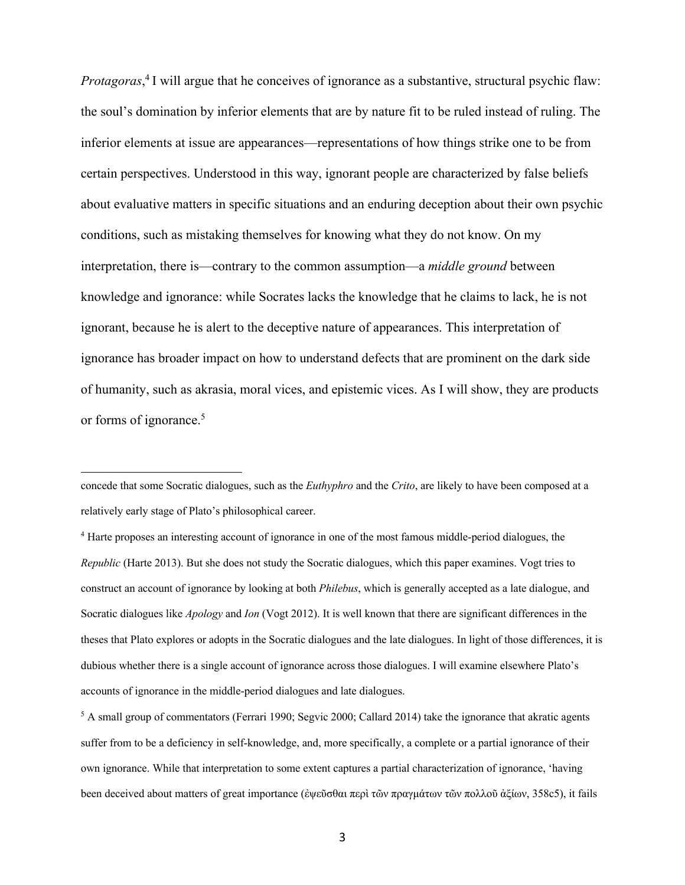*Protagoras*,[4] I will argue that he conceives of ignorance as a substantive, structural psychic flaw: the soul's domination by inferior elements that are by nature fit to be ruled instead of ruling. The inferior elements at issue are appearances—representations of how things strike one to be from certain perspectives. Understood in this way, ignorant people are characterized by false beliefs about evaluative matters in specific situations and an enduring deception about their own psychic conditions, such as mistaking themselves for knowing what they do not know. On my interpretation, there is—contrary to the common assumption—a *middle ground* between knowledge and ignorance: while Socrates lacks the knowledge that he claims to lack, he is not ignorant, because he is alert to the deceptive nature of appearances. This interpretation of ignorance has broader impact on how to understand defects that are prominent on the dark side of humanity, such as akrasia, moral vices, and epistemic vices. As I will show, they are products or forms of ignorance.[5]

---

concede that some Socratic dialogues, such as the *Euthyphro* and the *Crito*, are likely to have been composed at a relatively early stage of Plato's philosophical career.

[4] Harte proposes an interesting account of ignorance in one of the most famous middle-period dialogues, the *Republic* (Harte 2013). But she does not study the Socratic dialogues, which this paper examines. Vogt tries to construct an account of ignorance by looking at both *Philebus*, which is generally accepted as a late dialogue, and Socratic dialogues like *Apology* and *Ion* (Vogt 2012). It is well known that there are significant differences in the theses that Plato explores or adopts in the Socratic dialogues and the late dialogues. In light of those differences, it is dubious whether there is a single account of ignorance across those dialogues. I will examine elsewhere Plato's accounts of ignorance in the middle-period dialogues and late dialogues.

[5] A small group of commentators (Ferrari 1990; Segvic 2000; Callard 2014) take the ignorance that akratic agents suffer from to be a deficiency in self-knowledge, and, more specifically, a complete or a partial ignorance of their own ignorance. While that interpretation to some extent captures a partial characterization of ignorance, 'having been deceived about matters of great importance (ἐψεῦσθαι περὶ τῶν πραγμάτων τῶν πολλοῦ ἀξίων, 358c5), it fails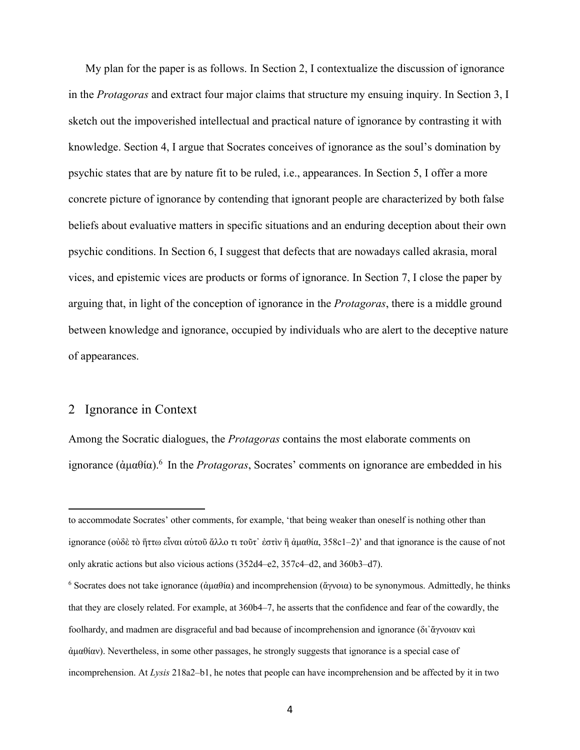My plan for the paper is as follows. In Section 2, I contextualize the discussion of ignorance in the *Protagoras* and extract four major claims that structure my ensuing inquiry. In Section 3, I sketch out the impoverished intellectual and practical nature of ignorance by contrasting it with knowledge. Section 4, I argue that Socrates conceives of ignorance as the soul's domination by psychic states that are by nature fit to be ruled, i.e., appearances. In Section 5, I offer a more concrete picture of ignorance by contending that ignorant people are characterized by both false beliefs about evaluative matters in specific situations and an enduring deception about their own psychic conditions. In Section 6, I suggest that defects that are nowadays called akrasia, moral vices, and epistemic vices are products or forms of ignorance. In Section 7, I close the paper by arguing that, in light of the conception of ignorance in the *Protagoras*, there is a middle ground between knowledge and ignorance, occupied by individuals who are alert to the deceptive nature of appearances.

## 2 Ignorance in Context

Among the Socratic dialogues, the *Protagoras* contains the most elaborate comments on ignorance (ἀμαθία).[6] In the *Protagoras*, Socrates' comments on ignorance are embedded in his

---

to accommodate Socrates' other comments, for example, 'that being weaker than oneself is nothing other than ignorance (οὐδὲ τὸ ἥττω εἶναι αὑτοῦ ἄλλο τι τοῦτ᾽ ἐστὶν ἢ ἀμαθία, 358c1–2)' and that ignorance is the cause of not only akratic actions but also vicious actions (352d4–e2, 357c4–d2, and 360b3–d7).

[6] Socrates does not take ignorance (ἀμαθία) and incomprehension (ἄγνοια) to be synonymous. Admittedly, he thinks that they are closely related. For example, at 360b4–7, he asserts that the confidence and fear of the cowardly, the foolhardy, and madmen are disgraceful and bad because of incomprehension and ignorance (δι᾽ἄγνοιαν καὶ ἀμαθίαν). Nevertheless, in some other passages, he strongly suggests that ignorance is a special case of incomprehension. At *Lysis* 218a2–b1, he notes that people can have incomprehension and be affected by it in two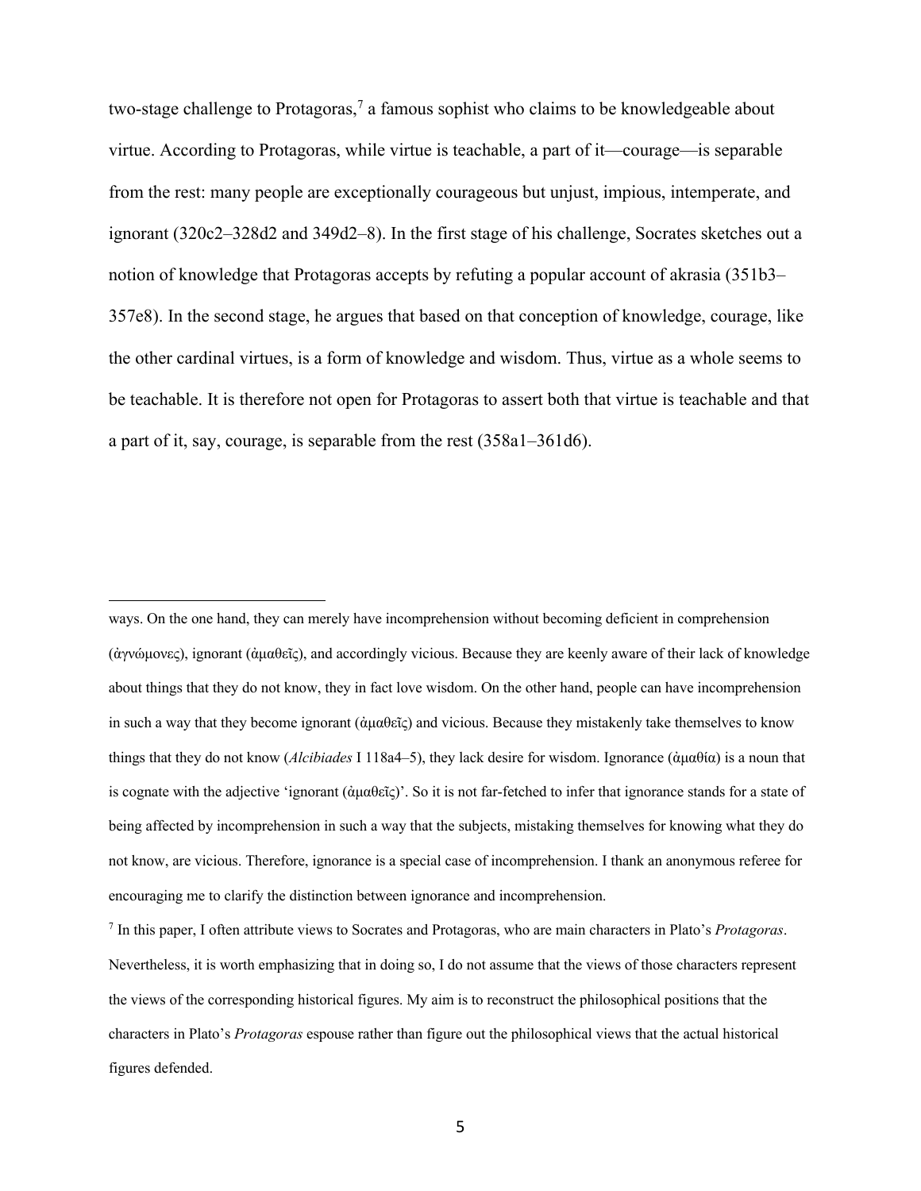two-stage challenge to Protagoras,[7] a famous sophist who claims to be knowledgeable about virtue. According to Protagoras, while virtue is teachable, a part of it—courage—is separable from the rest: many people are exceptionally courageous but unjust, impious, intemperate, and ignorant (320c2–328d2 and 349d2–8). In the first stage of his challenge, Socrates sketches out a notion of knowledge that Protagoras accepts by refuting a popular account of akrasia (351b3–357e8). In the second stage, he argues that based on that conception of knowledge, courage, like the other cardinal virtues, is a form of knowledge and wisdom. Thus, virtue as a whole seems to be teachable. It is therefore not open for Protagoras to assert both that virtue is teachable and that a part of it, say, courage, is separable from the rest (358a1–361d6).

---

ways. On the one hand, they can merely have incomprehension without becoming deficient in comprehension (ἀγνώμονες), ignorant (ἀμαθεῖς), and accordingly vicious. Because they are keenly aware of their lack of knowledge about things that they do not know, they in fact love wisdom. On the other hand, people can have incomprehension in such a way that they become ignorant (ἀμαθεῖς) and vicious. Because they mistakenly take themselves to know things that they do not know (*Alcibiades* I 118a4–5), they lack desire for wisdom. Ignorance (ἀμαθία) is a noun that is cognate with the adjective 'ignorant (ἀμαθεῖς)'. So it is not far-fetched to infer that ignorance stands for a state of being affected by incomprehension in such a way that the subjects, mistaking themselves for knowing what they do not know, are vicious. Therefore, ignorance is a special case of incomprehension. I thank an anonymous referee for encouraging me to clarify the distinction between ignorance and incomprehension.

[7] In this paper, I often attribute views to Socrates and Protagoras, who are main characters in Plato's *Protagoras*. Nevertheless, it is worth emphasizing that in doing so, I do not assume that the views of those characters represent the views of the corresponding historical figures. My aim is to reconstruct the philosophical positions that the characters in Plato's *Protagoras* espouse rather than figure out the philosophical views that the actual historical figures defended.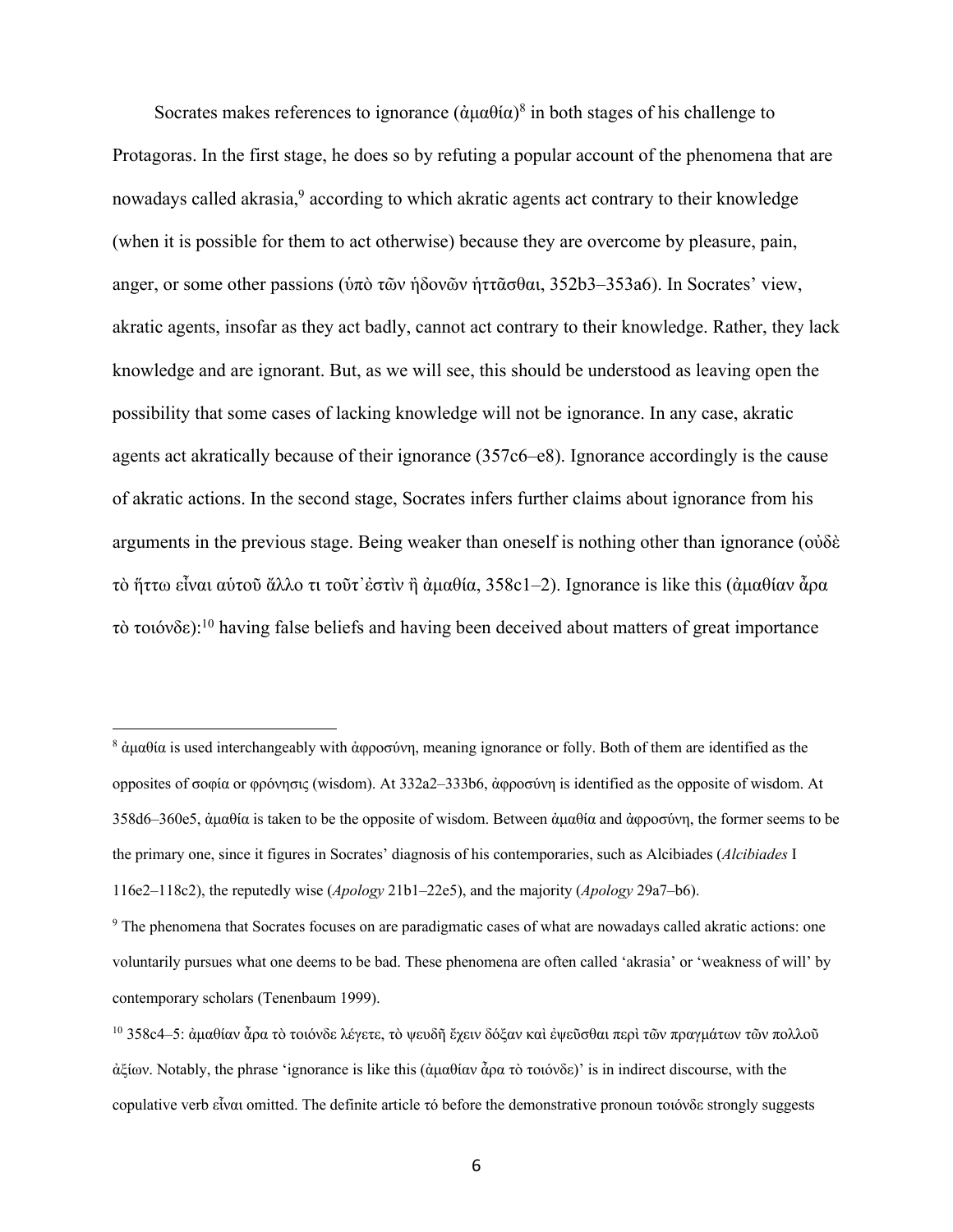Socrates makes references to ignorance (ἀμαθία)[8] in both stages of his challenge to Protagoras. In the first stage, he does so by refuting a popular account of the phenomena that are nowadays called akrasia,[9] according to which akratic agents act contrary to their knowledge (when it is possible for them to act otherwise) because they are overcome by pleasure, pain, anger, or some other passions (ὑπὸ τῶν ἡδονῶν ἡττᾶσθαι, 352b3–353a6). In Socrates' view, akratic agents, insofar as they act badly, cannot act contrary to their knowledge. Rather, they lack knowledge and are ignorant. But, as we will see, this should be understood as leaving open the possibility that some cases of lacking knowledge will not be ignorance. In any case, akratic agents act akratically because of their ignorance (357c6–e8). Ignorance accordingly is the cause of akratic actions. In the second stage, Socrates infers further claims about ignorance from his arguments in the previous stage. Being weaker than oneself is nothing other than ignorance (οὐδὲ τὸ ἥττω εἶναι αὑτοῦ ἄλλο τι τοῦτ᾽ἐστὶν ἢ ἀμαθία, 358c1–2). Ignorance is like this (ἀμαθίαν ἆρα τὸ τοιόνδε):[10] having false beliefs and having been deceived about matters of great importance

---

[8] ἀμαθία is used interchangeably with ἀφροσύνη, meaning ignorance or folly. Both of them are identified as the opposites of σοφία or φρόνησις (wisdom). At 332a2–333b6, ἀφροσύνη is identified as the opposite of wisdom. At 358d6–360e5, ἀμαθία is taken to be the opposite of wisdom. Between ἀμαθία and ἀφροσύνη, the former seems to be the primary one, since it figures in Socrates' diagnosis of his contemporaries, such as Alcibiades (*Alcibiades* I 116e2–118c2), the reputedly wise (*Apology* 21b1–22e5), and the majority (*Apology* 29a7–b6).

[9] The phenomena that Socrates focuses on are paradigmatic cases of what are nowadays called akratic actions: one voluntarily pursues what one deems to be bad. These phenomena are often called 'akrasia' or 'weakness of will' by contemporary scholars (Tenenbaum 1999).

[10] 358c4–5: ἀμαθίαν ἆρα τὸ τοιόνδε λέγετε, τὸ ψευδῆ ἔχειν δόξαν καὶ ἐψεῦσθαι περὶ τῶν πραγμάτων τῶν πολλοῦ ἀξίων. Notably, the phrase 'ignorance is like this (ἀμαθίαν ἆρα τὸ τοιόνδε)' is in indirect discourse, with the copulative verb εἶναι omitted. The definite article τό before the demonstrative pronoun τοιόνδε strongly suggests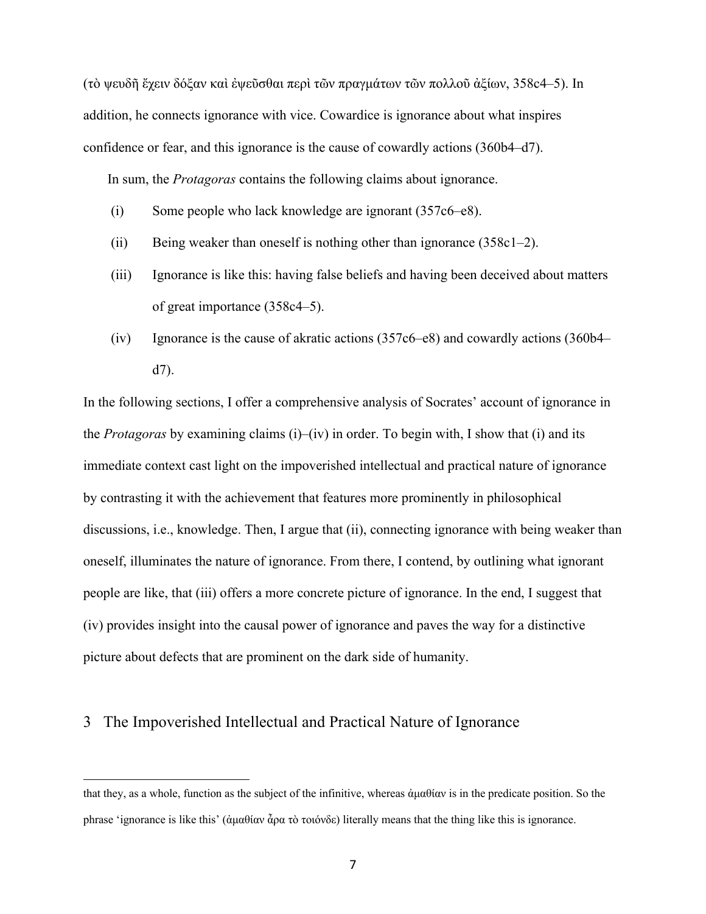(τὸ ψευδῆ ἔχειν δόξαν καὶ ἐψεῦσθαι περὶ τῶν πραγμάτων τῶν πολλοῦ ἀξίων, 358c4–5). In addition, he connects ignorance with vice. Cowardice is ignorance about what inspires confidence or fear, and this ignorance is the cause of cowardly actions (360b4–d7).

In sum, the *Protagoras* contains the following claims about ignorance.

(i) Some people who lack knowledge are ignorant (357c6–e8).

(ii) Being weaker than oneself is nothing other than ignorance (358c1–2).

(iii) Ignorance is like this: having false beliefs and having been deceived about matters of great importance (358c4–5).

(iv) Ignorance is the cause of akratic actions (357c6–e8) and cowardly actions (360b4–d7).

In the following sections, I offer a comprehensive analysis of Socrates' account of ignorance in the *Protagoras* by examining claims (i)–(iv) in order. To begin with, I show that (i) and its immediate context cast light on the impoverished intellectual and practical nature of ignorance by contrasting it with the achievement that features more prominently in philosophical discussions, i.e., knowledge. Then, I argue that (ii), connecting ignorance with being weaker than oneself, illuminates the nature of ignorance. From there, I contend, by outlining what ignorant people are like, that (iii) offers a more concrete picture of ignorance. In the end, I suggest that (iv) provides insight into the causal power of ignorance and paves the way for a distinctive picture about defects that are prominent on the dark side of humanity.

## 3 The Impoverished Intellectual and Practical Nature of Ignorance

---

that they, as a whole, function as the subject of the infinitive, whereas ἀμαθίαν is in the predicate position. So the phrase 'ignorance is like this' (ἀμαθίαν ἆρα τὸ τοιόνδε) literally means that the thing like this is ignorance.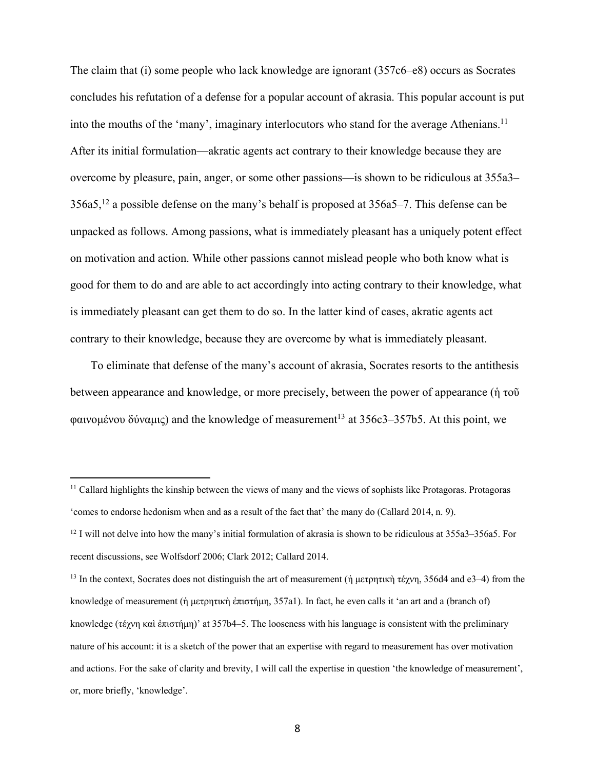The claim that (i) some people who lack knowledge are ignorant (357c6–e8) occurs as Socrates concludes his refutation of a defense for a popular account of akrasia. This popular account is put into the mouths of the 'many', imaginary interlocutors who stand for the average Athenians.[11] After its initial formulation—akratic agents act contrary to their knowledge because they are overcome by pleasure, pain, anger, or some other passions—is shown to be ridiculous at 355a3–356a5,[12] a possible defense on the many's behalf is proposed at 356a5–7. This defense can be unpacked as follows. Among passions, what is immediately pleasant has a uniquely potent effect on motivation and action. While other passions cannot mislead people who both know what is good for them to do and are able to act accordingly into acting contrary to their knowledge, what is immediately pleasant can get them to do so. In the latter kind of cases, akratic agents act contrary to their knowledge, because they are overcome by what is immediately pleasant.

To eliminate that defense of the many's account of akrasia, Socrates resorts to the antithesis between appearance and knowledge, or more precisely, between the power of appearance (ἡ τοῦ φαινομένου δύναμις) and the knowledge of measurement[13] at 356c3–357b5. At this point, we

---

[11] Callard highlights the kinship between the views of many and the views of sophists like Protagoras. Protagoras 'comes to endorse hedonism when and as a result of the fact that' the many do (Callard 2014, n. 9).

[12] I will not delve into how the many's initial formulation of akrasia is shown to be ridiculous at 355a3–356a5. For recent discussions, see Wolfsdorf 2006; Clark 2012; Callard 2014.

[13] In the context, Socrates does not distinguish the art of measurement (ἡ μετρητικὴ τέχνη, 356d4 and e3–4) from the knowledge of measurement (ἡ μετρητικὴ ἐπιστήμη, 357a1). In fact, he even calls it 'an art and a (branch of) knowledge (τέχνη καὶ ἐπιστήμη)' at 357b4–5. The looseness with his language is consistent with the preliminary nature of his account: it is a sketch of the power that an expertise with regard to measurement has over motivation and actions. For the sake of clarity and brevity, I will call the expertise in question 'the knowledge of measurement', or, more briefly, 'knowledge'.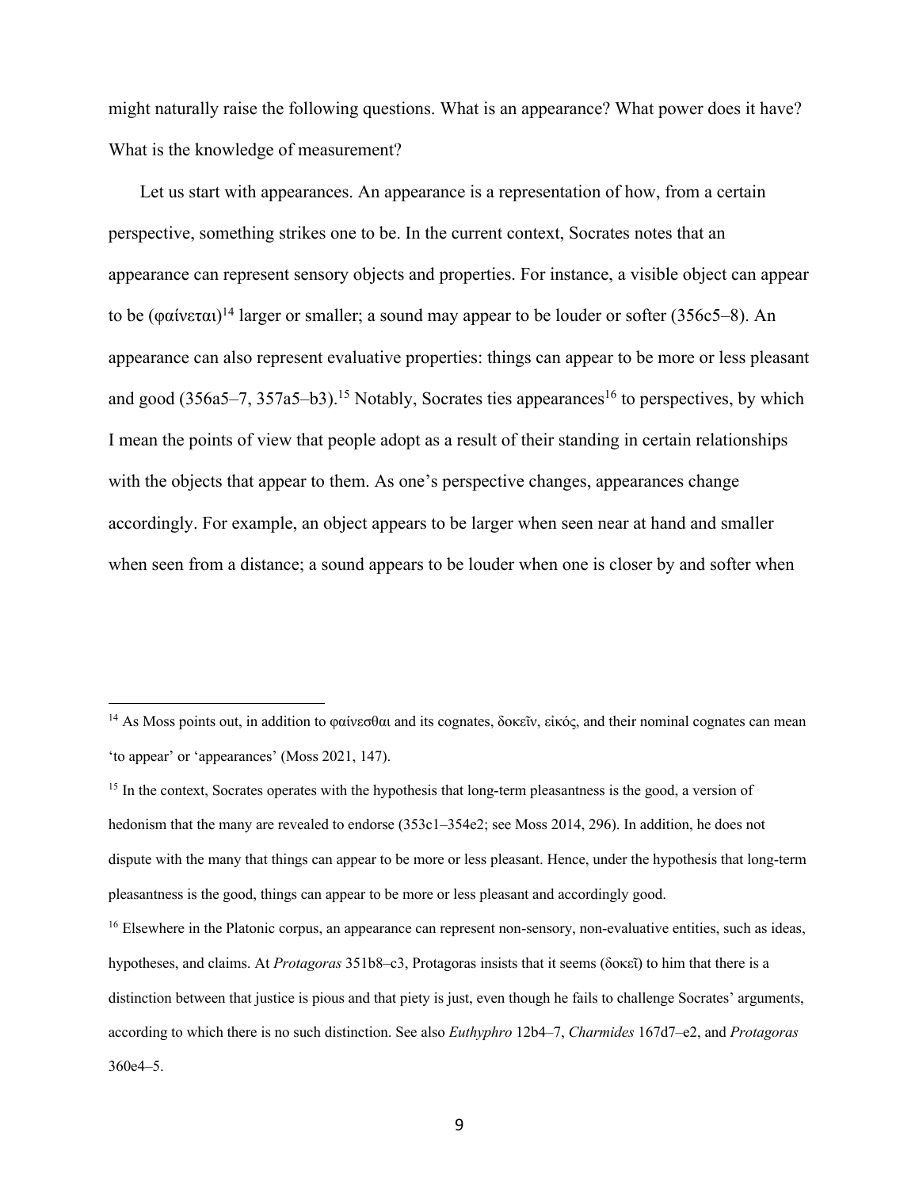might naturally raise the following questions. What is an appearance? What power does it have? What is the knowledge of measurement?

Let us start with appearances. An appearance is a representation of how, from a certain perspective, something strikes one to be. In the current context, Socrates notes that an appearance can represent sensory objects and properties. For instance, a visible object can appear to be (φαίνεται)[14] larger or smaller; a sound may appear to be louder or softer (356c5–8). An appearance can also represent evaluative properties: things can appear to be more or less pleasant and good (356a5–7, 357a5–b3).[15] Notably, Socrates ties appearances[16] to perspectives, by which I mean the points of view that people adopt as a result of their standing in certain relationships with the objects that appear to them. As one's perspective changes, appearances change accordingly. For example, an object appears to be larger when seen near at hand and smaller when seen from a distance; a sound appears to be louder when one is closer by and softer when

---

[14] As Moss points out, in addition to φαίνεσθαι and its cognates, δοκεῖν, εἰκός, and their nominal cognates can mean 'to appear' or 'appearances' (Moss 2021, 147).

[15] In the context, Socrates operates with the hypothesis that long-term pleasantness is the good, a version of hedonism that the many are revealed to endorse (353c1–354e2; see Moss 2014, 296). In addition, he does not dispute with the many that things can appear to be more or less pleasant. Hence, under the hypothesis that long-term pleasantness is the good, things can appear to be more or less pleasant and accordingly good.

[16] Elsewhere in the Platonic corpus, an appearance can represent non-sensory, non-evaluative entities, such as ideas, hypotheses, and claims. At *Protagoras* 351b8–c3, Protagoras insists that it seems (δοκεῖ) to him that there is a distinction between that justice is pious and that piety is just, even though he fails to challenge Socrates' arguments, according to which there is no such distinction. See also *Euthyphro* 12b4–7, *Charmides* 167d7–e2, and *Protagoras* 360e4–5.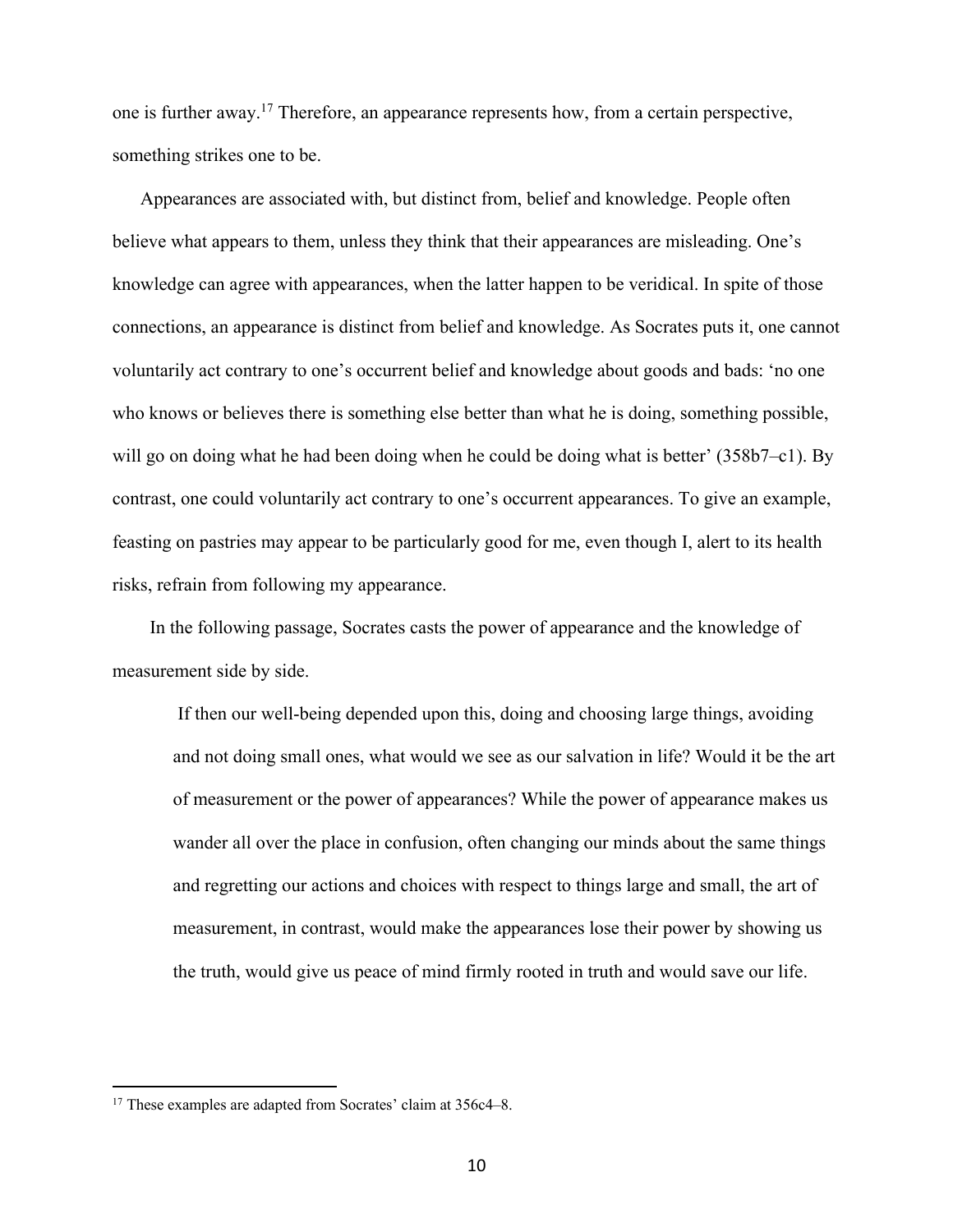one is further away.[17] Therefore, an appearance represents how, from a certain perspective, something strikes one to be.

Appearances are associated with, but distinct from, belief and knowledge. People often believe what appears to them, unless they think that their appearances are misleading. One's knowledge can agree with appearances, when the latter happen to be veridical. In spite of those connections, an appearance is distinct from belief and knowledge. As Socrates puts it, one cannot voluntarily act contrary to one's occurrent belief and knowledge about goods and bads: 'no one who knows or believes there is something else better than what he is doing, something possible, will go on doing what he had been doing when he could be doing what is better' (358b7–c1). By contrast, one could voluntarily act contrary to one's occurrent appearances. To give an example, feasting on pastries may appear to be particularly good for me, even though I, alert to its health risks, refrain from following my appearance.

In the following passage, Socrates casts the power of appearance and the knowledge of measurement side by side.

> If then our well-being depended upon this, doing and choosing large things, avoiding and not doing small ones, what would we see as our salvation in life? Would it be the art of measurement or the power of appearances? While the power of appearance makes us wander all over the place in confusion, often changing our minds about the same things and regretting our actions and choices with respect to things large and small, the art of measurement, in contrast, would make the appearances lose their power by showing us the truth, would give us peace of mind firmly rooted in truth and would save our life.

---

[17] These examples are adapted from Socrates' claim at 356c4–8.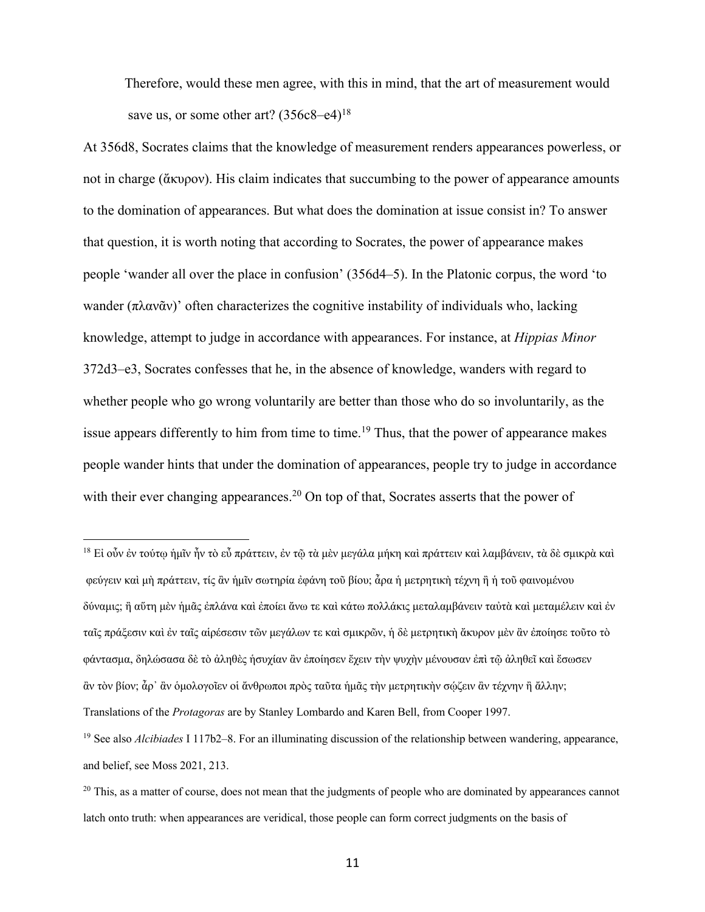> Therefore, would these men agree, with this in mind, that the art of measurement would save us, or some other art? (356c8–e4)[18]

At 356d8, Socrates claims that the knowledge of measurement renders appearances powerless, or not in charge (ἄκυρον). His claim indicates that succumbing to the power of appearance amounts to the domination of appearances. But what does the domination at issue consist in? To answer that question, it is worth noting that according to Socrates, the power of appearance makes people 'wander all over the place in confusion' (356d4–5). In the Platonic corpus, the word 'to wander (πλανᾶν)' often characterizes the cognitive instability of individuals who, lacking knowledge, attempt to judge in accordance with appearances. For instance, at *Hippias Minor* 372d3–e3, Socrates confesses that he, in the absence of knowledge, wanders with regard to whether people who go wrong voluntarily are better than those who do so involuntarily, as the issue appears differently to him from time to time.[19] Thus, that the power of appearance makes people wander hints that under the domination of appearances, people try to judge in accordance with their ever changing appearances.[20] On top of that, Socrates asserts that the power of

---

[18] Εἰ οὖν ἐν τούτῳ ἡμῖν ἦν τὸ εὖ πράττειν, ἐν τῷ τὰ μὲν μεγάλα μήκη καὶ πράττειν καὶ λαμβάνειν, τὰ δὲ σμικρὰ καὶ φεύγειν καὶ μὴ πράττειν, τίς ἂν ἡμῖν σωτηρία ἐφάνη τοῦ βίου; ἆρα ἡ μετρητικὴ τέχνη ἢ ἡ τοῦ φαινομένου δύναμις; ἢ αὕτη μὲν ἡμᾶς ἐπλάνα καὶ ἐποίει ἄνω τε καὶ κάτω πολλάκις μεταλαμβάνειν ταὐτὰ καὶ μεταμέλειν καὶ ἐν ταῖς πράξεσιν καὶ ἐν ταῖς αἱρέσεσιν τῶν μεγάλων τε καὶ σμικρῶν, ἡ δὲ μετρητικὴ ἄκυρον μὲν ἂν ἐποίησε τοῦτο τὸ φάντασμα, δηλώσασα δὲ τὸ ἀληθὲς ἡσυχίαν ἂν ἐποίησεν ἔχειν τὴν ψυχὴν μένουσαν ἐπὶ τῷ ἀληθεῖ καὶ ἔσωσεν ἂν τὸν βίον; ἆρ᾽ ἂν ὁμολογοῖεν οἱ ἄνθρωποι πρὸς ταῦτα ἡμᾶς τὴν μετρητικὴν σῴζειν ἂν τέχνην ἢ ἄλλην; Translations of the *Protagoras* are by Stanley Lombardo and Karen Bell, from Cooper 1997.

[19] See also *Alcibiades* I 117b2–8. For an illuminating discussion of the relationship between wandering, appearance, and belief, see Moss 2021, 213.

[20] This, as a matter of course, does not mean that the judgments of people who are dominated by appearances cannot latch onto truth: when appearances are veridical, those people can form correct judgments on the basis of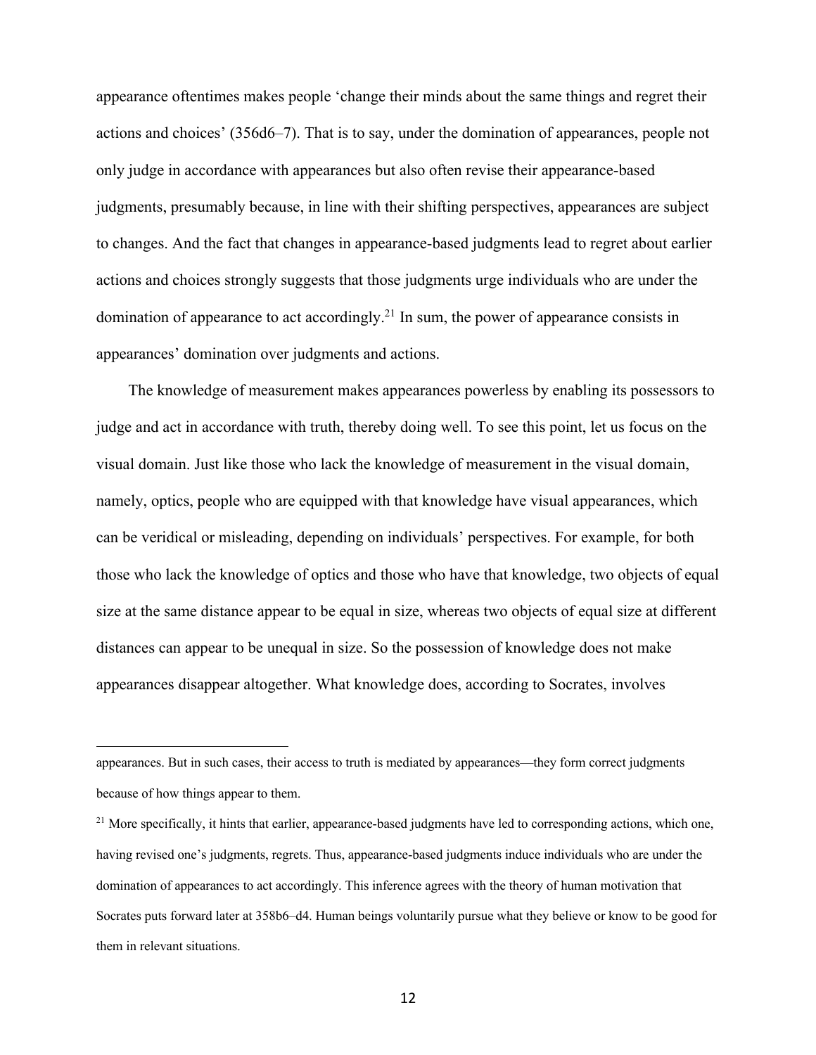appearance oftentimes makes people 'change their minds about the same things and regret their actions and choices' (356d6–7). That is to say, under the domination of appearances, people not only judge in accordance with appearances but also often revise their appearance-based judgments, presumably because, in line with their shifting perspectives, appearances are subject to changes. And the fact that changes in appearance-based judgments lead to regret about earlier actions and choices strongly suggests that those judgments urge individuals who are under the domination of appearance to act accordingly.[21] In sum, the power of appearance consists in appearances' domination over judgments and actions.

The knowledge of measurement makes appearances powerless by enabling its possessors to judge and act in accordance with truth, thereby doing well. To see this point, let us focus on the visual domain. Just like those who lack the knowledge of measurement in the visual domain, namely, optics, people who are equipped with that knowledge have visual appearances, which can be veridical or misleading, depending on individuals' perspectives. For example, for both those who lack the knowledge of optics and those who have that knowledge, two objects of equal size at the same distance appear to be equal in size, whereas two objects of equal size at different distances can appear to be unequal in size. So the possession of knowledge does not make appearances disappear altogether. What knowledge does, according to Socrates, involves

---

appearances. But in such cases, their access to truth is mediated by appearances—they form correct judgments because of how things appear to them.

[21] More specifically, it hints that earlier, appearance-based judgments have led to corresponding actions, which one, having revised one's judgments, regrets. Thus, appearance-based judgments induce individuals who are under the domination of appearances to act accordingly. This inference agrees with the theory of human motivation that Socrates puts forward later at 358b6–d4. Human beings voluntarily pursue what they believe or know to be good for them in relevant situations.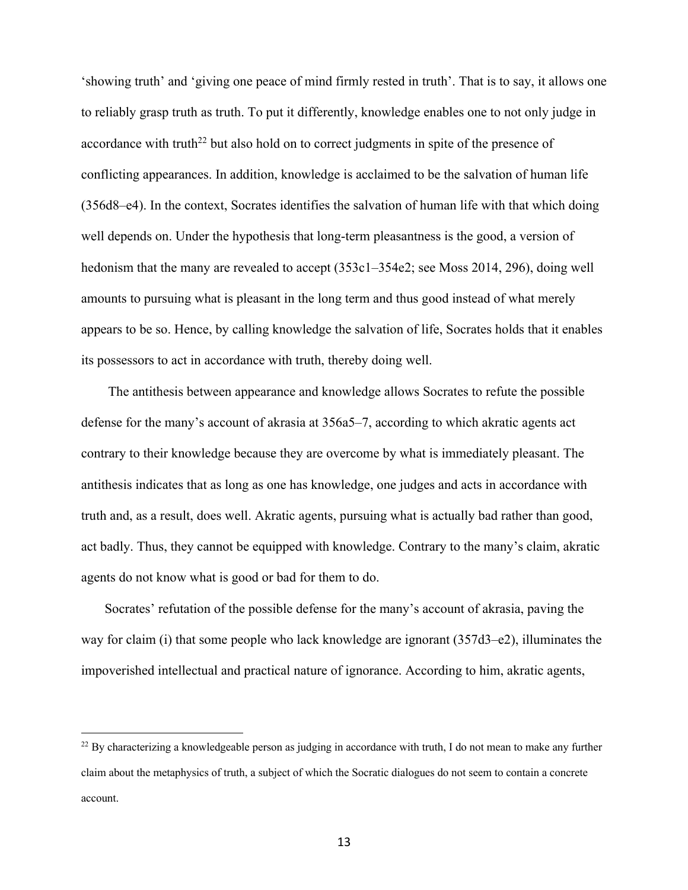'showing truth' and 'giving one peace of mind firmly rested in truth'. That is to say, it allows one to reliably grasp truth as truth. To put it differently, knowledge enables one to not only judge in accordance with truth[22] but also hold on to correct judgments in spite of the presence of conflicting appearances. In addition, knowledge is acclaimed to be the salvation of human life (356d8–e4). In the context, Socrates identifies the salvation of human life with that which doing well depends on. Under the hypothesis that long-term pleasantness is the good, a version of hedonism that the many are revealed to accept (353c1–354e2; see Moss 2014, 296), doing well amounts to pursuing what is pleasant in the long term and thus good instead of what merely appears to be so. Hence, by calling knowledge the salvation of life, Socrates holds that it enables its possessors to act in accordance with truth, thereby doing well.

The antithesis between appearance and knowledge allows Socrates to refute the possible defense for the many's account of akrasia at 356a5–7, according to which akratic agents act contrary to their knowledge because they are overcome by what is immediately pleasant. The antithesis indicates that as long as one has knowledge, one judges and acts in accordance with truth and, as a result, does well. Akratic agents, pursuing what is actually bad rather than good, act badly. Thus, they cannot be equipped with knowledge. Contrary to the many's claim, akratic agents do not know what is good or bad for them to do.

Socrates' refutation of the possible defense for the many's account of akrasia, paving the way for claim (i) that some people who lack knowledge are ignorant (357d3–e2), illuminates the impoverished intellectual and practical nature of ignorance. According to him, akratic agents,

[22] By characterizing a knowledgeable person as judging in accordance with truth, I do not mean to make any further claim about the metaphysics of truth, a subject of which the Socratic dialogues do not seem to contain a concrete account.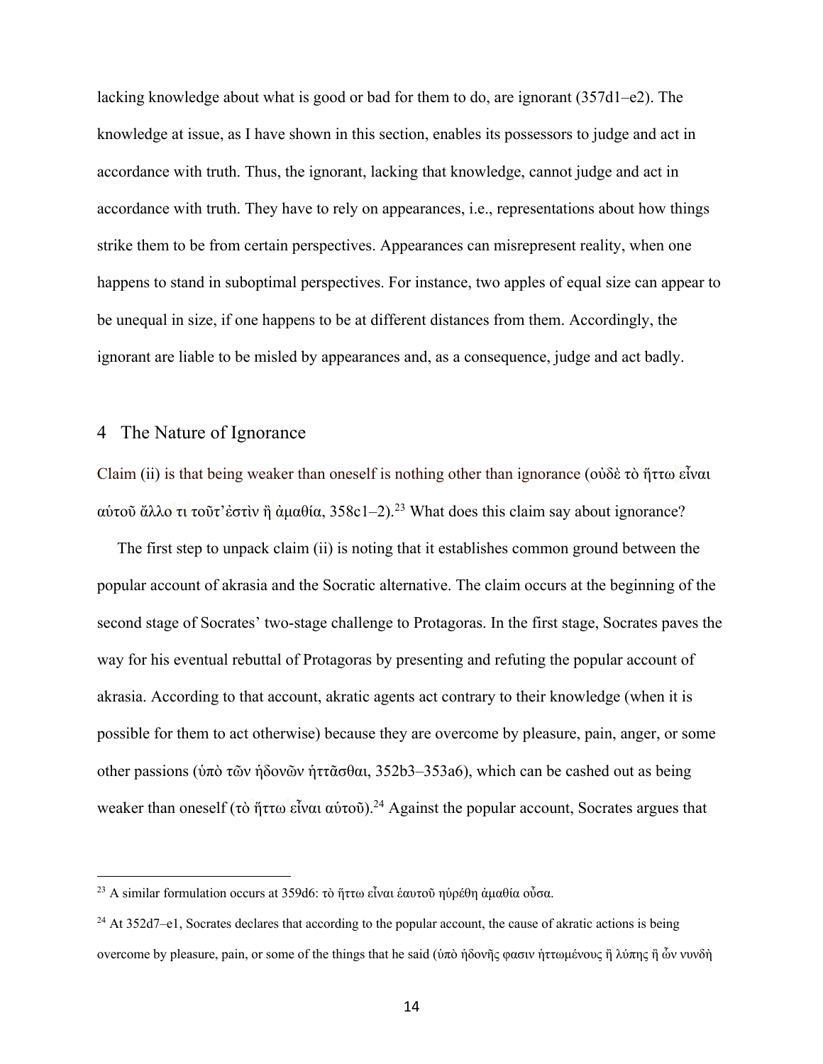lacking knowledge about what is good or bad for them to do, are ignorant (357d1–e2). The knowledge at issue, as I have shown in this section, enables its possessors to judge and act in accordance with truth. Thus, the ignorant, lacking that knowledge, cannot judge and act in accordance with truth. They have to rely on appearances, i.e., representations about how things strike them to be from certain perspectives. Appearances can misrepresent reality, when one happens to stand in suboptimal perspectives. For instance, two apples of equal size can appear to be unequal in size, if one happens to be at different distances from them. Accordingly, the ignorant are liable to be misled by appearances and, as a consequence, judge and act badly.

## 4 The Nature of Ignorance

Claim (ii) is that being weaker than oneself is nothing other than ignorance (οὐδὲ τὸ ἥττω εἶναι αὑτοῦ ἄλλο τι τοῦτ᾽ἐστὶν ἢ ἀμαθία, 358c1–2).[23] What does this claim say about ignorance?

The first step to unpack claim (ii) is noting that it establishes common ground between the popular account of akrasia and the Socratic alternative. The claim occurs at the beginning of the second stage of Socrates' two-stage challenge to Protagoras. In the first stage, Socrates paves the way for his eventual rebuttal of Protagoras by presenting and refuting the popular account of akrasia. According to that account, akratic agents act contrary to their knowledge (when it is possible for them to act otherwise) because they are overcome by pleasure, pain, anger, or some other passions (ὑπὸ τῶν ἡδονῶν ἡττᾶσθαι, 352b3–353a6), which can be cashed out as being weaker than oneself (τὸ ἥττω εἶναι αὑτοῦ).[24] Against the popular account, Socrates argues that

---

[23] A similar formulation occurs at 359d6: τὸ ἥττω εἶναι ἑαυτοῦ ηὑρέθη ἀμαθία οὖσα.

[24] At 352d7–e1, Socrates declares that according to the popular account, the cause of akratic actions is being overcome by pleasure, pain, or some of the things that he said (ὑπὸ ἡδονῆς φασιν ἡττωμένους ἢ λύπης ἢ ὧν νυνδὴ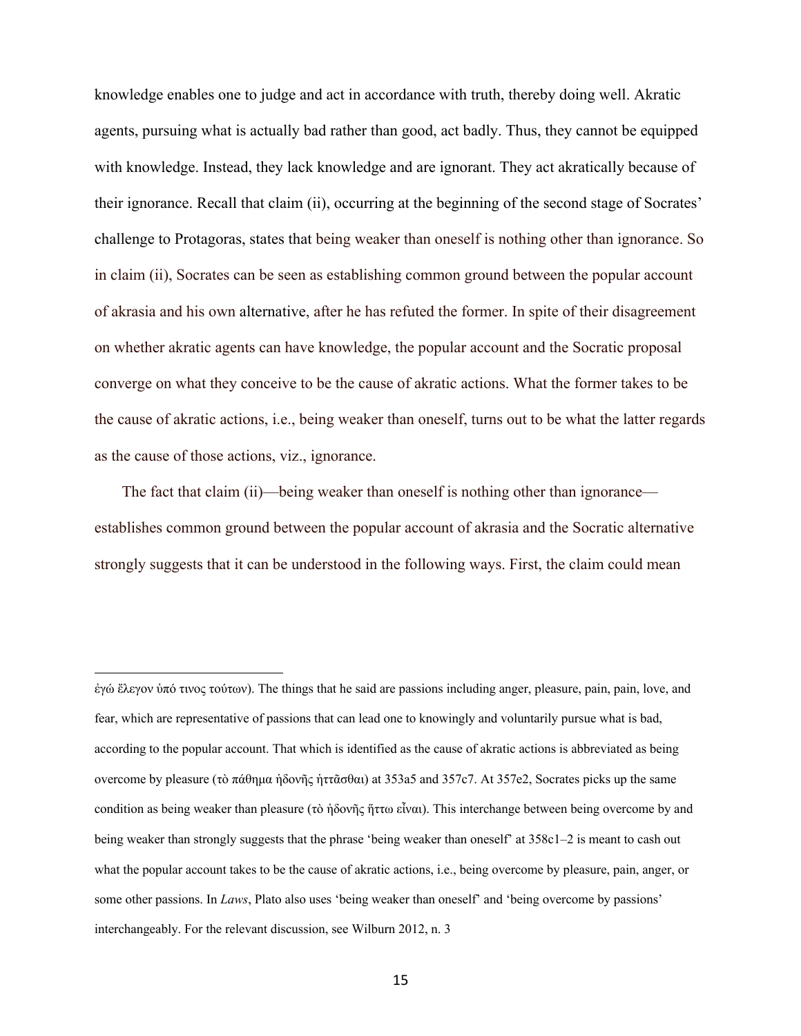knowledge enables one to judge and act in accordance with truth, thereby doing well. Akratic agents, pursuing what is actually bad rather than good, act badly. Thus, they cannot be equipped with knowledge. Instead, they lack knowledge and are ignorant. They act akratically because of their ignorance. Recall that claim (ii), occurring at the beginning of the second stage of Socrates' challenge to Protagoras, states that being weaker than oneself is nothing other than ignorance. So in claim (ii), Socrates can be seen as establishing common ground between the popular account of akrasia and his own alternative, after he has refuted the former. In spite of their disagreement on whether akratic agents can have knowledge, the popular account and the Socratic proposal converge on what they conceive to be the cause of akratic actions. What the former takes to be the cause of akratic actions, i.e., being weaker than oneself, turns out to be what the latter regards as the cause of those actions, viz., ignorance.

The fact that claim (ii)—being weaker than oneself is nothing other than ignorance—establishes common ground between the popular account of akrasia and the Socratic alternative strongly suggests that it can be understood in the following ways. First, the claim could mean

---

ἐγώ ἔλεγον ὑπό τινος τούτων). The things that he said are passions including anger, pleasure, pain, pain, love, and fear, which are representative of passions that can lead one to knowingly and voluntarily pursue what is bad, according to the popular account. That which is identified as the cause of akratic actions is abbreviated as being overcome by pleasure (τὸ πάθημα ἡδονῆς ἡττᾶσθαι) at 353a5 and 357c7. At 357e2, Socrates picks up the same condition as being weaker than pleasure (τὸ ἡδονῆς ἥττω εἶναι). This interchange between being overcome by and being weaker than strongly suggests that the phrase 'being weaker than oneself' at 358c1–2 is meant to cash out what the popular account takes to be the cause of akratic actions, i.e., being overcome by pleasure, pain, anger, or some other passions. In *Laws*, Plato also uses 'being weaker than oneself' and 'being overcome by passions' interchangeably. For the relevant discussion, see Wilburn 2012, n. 3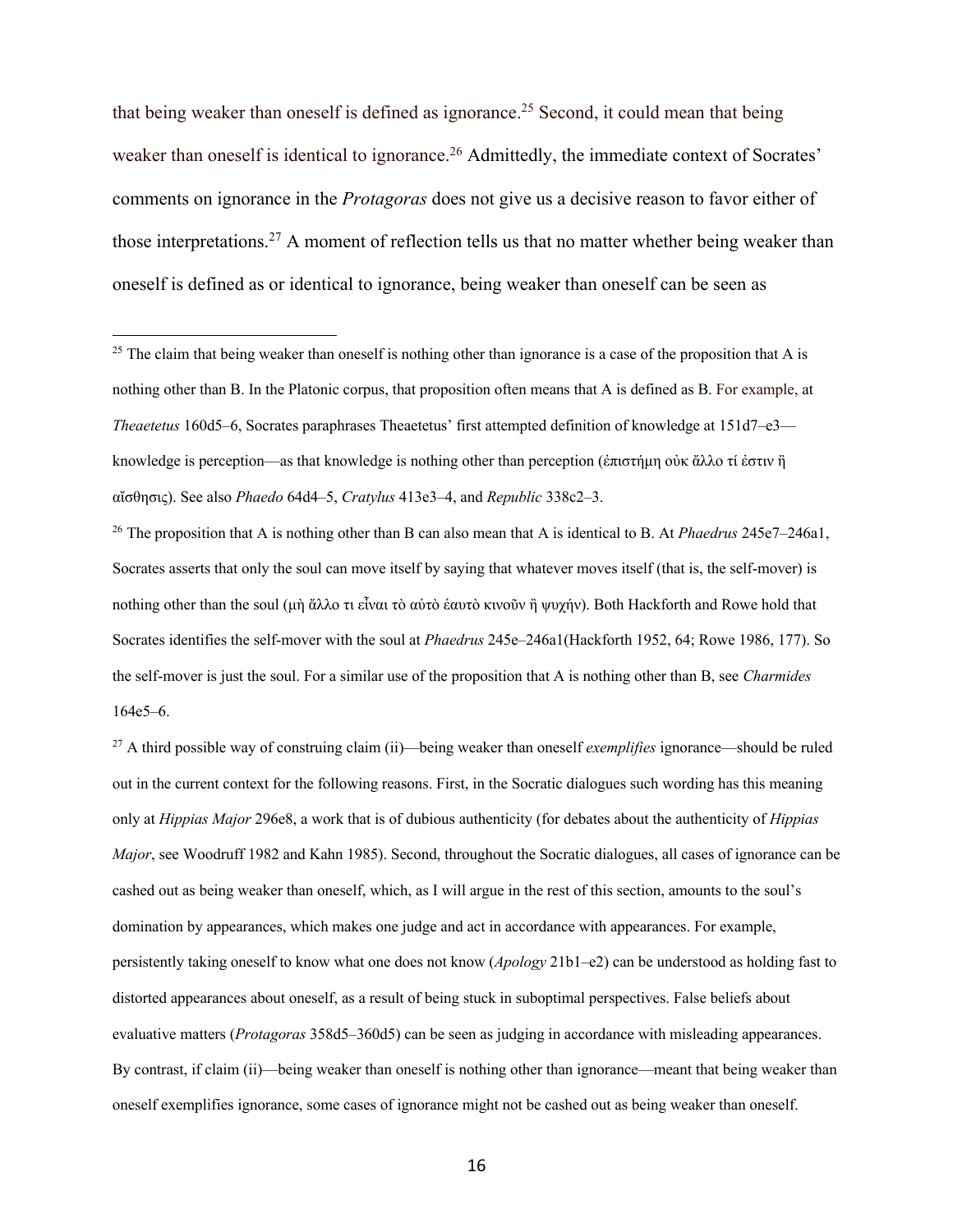that being weaker than oneself is defined as ignorance.[25] Second, it could mean that being weaker than oneself is identical to ignorance.[26] Admittedly, the immediate context of Socrates' comments on ignorance in the *Protagoras* does not give us a decisive reason to favor either of those interpretations.[27] A moment of reflection tells us that no matter whether being weaker than oneself is defined as or identical to ignorance, being weaker than oneself can be seen as

---

[25] The claim that being weaker than oneself is nothing other than ignorance is a case of the proposition that A is nothing other than B. In the Platonic corpus, that proposition often means that A is defined as B. For example, at *Theaetetus* 160d5–6, Socrates paraphrases Theaetetus' first attempted definition of knowledge at 151d7–e3—knowledge is perception—as that knowledge is nothing other than perception (ἐπιστήμη οὐκ ἄλλο τί ἐστιν ἢ αἴσθησις). See also *Phaedo* 64d4–5, *Cratylus* 413e3–4, and *Republic* 338c2–3.

[26] The proposition that A is nothing other than B can also mean that A is identical to B. At *Phaedrus* 245e7–246a1, Socrates asserts that only the soul can move itself by saying that whatever moves itself (that is, the self-mover) is nothing other than the soul (μὴ ἄλλο τι εἶναι τὸ αὐτὸ ἑαυτὸ κινοῦν ἢ ψυχήν). Both Hackforth and Rowe hold that Socrates identifies the self-mover with the soul at *Phaedrus* 245e–246a1(Hackforth 1952, 64; Rowe 1986, 177). So the self-mover is just the soul. For a similar use of the proposition that A is nothing other than B, see *Charmides* 164e5–6.

[27] A third possible way of construing claim (ii)—being weaker than oneself *exemplifies* ignorance—should be ruled out in the current context for the following reasons. First, in the Socratic dialogues such wording has this meaning only at *Hippias Major* 296e8, a work that is of dubious authenticity (for debates about the authenticity of *Hippias Major*, see Woodruff 1982 and Kahn 1985). Second, throughout the Socratic dialogues, all cases of ignorance can be cashed out as being weaker than oneself, which, as I will argue in the rest of this section, amounts to the soul's domination by appearances, which makes one judge and act in accordance with appearances. For example, persistently taking oneself to know what one does not know (*Apology* 21b1–e2) can be understood as holding fast to distorted appearances about oneself, as a result of being stuck in suboptimal perspectives. False beliefs about evaluative matters (*Protagoras* 358d5–360d5) can be seen as judging in accordance with misleading appearances. By contrast, if claim (ii)—being weaker than oneself is nothing other than ignorance—meant that being weaker than oneself exemplifies ignorance, some cases of ignorance might not be cashed out as being weaker than oneself.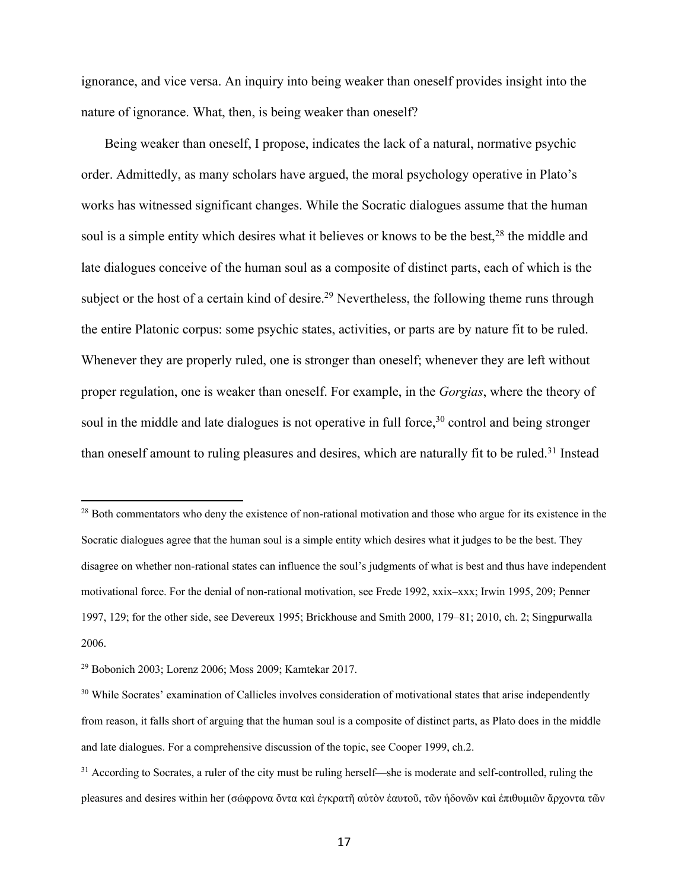ignorance, and vice versa. An inquiry into being weaker than oneself provides insight into the nature of ignorance. What, then, is being weaker than oneself?

Being weaker than oneself, I propose, indicates the lack of a natural, normative psychic order. Admittedly, as many scholars have argued, the moral psychology operative in Plato's works has witnessed significant changes. While the Socratic dialogues assume that the human soul is a simple entity which desires what it believes or knows to be the best,[28] the middle and late dialogues conceive of the human soul as a composite of distinct parts, each of which is the subject or the host of a certain kind of desire.[29] Nevertheless, the following theme runs through the entire Platonic corpus: some psychic states, activities, or parts are by nature fit to be ruled. Whenever they are properly ruled, one is stronger than oneself; whenever they are left without proper regulation, one is weaker than oneself. For example, in the *Gorgias*, where the theory of soul in the middle and late dialogues is not operative in full force,[30] control and being stronger than oneself amount to ruling pleasures and desires, which are naturally fit to be ruled.[31] Instead

---

[28] Both commentators who deny the existence of non-rational motivation and those who argue for its existence in the Socratic dialogues agree that the human soul is a simple entity which desires what it judges to be the best. They disagree on whether non-rational states can influence the soul's judgments of what is best and thus have independent motivational force. For the denial of non-rational motivation, see Frede 1992, xxix–xxx; Irwin 1995, 209; Penner 1997, 129; for the other side, see Devereux 1995; Brickhouse and Smith 2000, 179–81; 2010, ch. 2; Singpurwalla 2006.

[29] Bobonich 2003; Lorenz 2006; Moss 2009; Kamtekar 2017.

[30] While Socrates' examination of Callicles involves consideration of motivational states that arise independently from reason, it falls short of arguing that the human soul is a composite of distinct parts, as Plato does in the middle and late dialogues. For a comprehensive discussion of the topic, see Cooper 1999, ch.2.

[31] According to Socrates, a ruler of the city must be ruling herself—she is moderate and self-controlled, ruling the pleasures and desires within her (σώφρονα ὄντα καὶ ἐγκρατῆ αὐτὸν ἑαυτοῦ, τῶν ἡδονῶν καὶ ἐπιθυμιῶν ἄρχοντα τῶν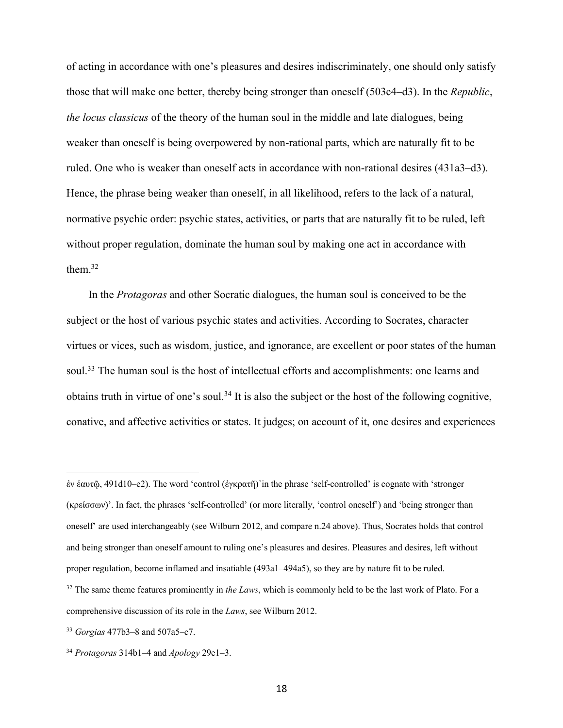of acting in accordance with one's pleasures and desires indiscriminately, one should only satisfy those that will make one better, thereby being stronger than oneself (503c4–d3). In the *Republic*, *the locus classicus* of the theory of the human soul in the middle and late dialogues, being weaker than oneself is being overpowered by non-rational parts, which are naturally fit to be ruled. One who is weaker than oneself acts in accordance with non-rational desires (431a3–d3). Hence, the phrase being weaker than oneself, in all likelihood, refers to the lack of a natural, normative psychic order: psychic states, activities, or parts that are naturally fit to be ruled, left without proper regulation, dominate the human soul by making one act in accordance with them.[32]

In the *Protagoras* and other Socratic dialogues, the human soul is conceived to be the subject or the host of various psychic states and activities. According to Socrates, character virtues or vices, such as wisdom, justice, and ignorance, are excellent or poor states of the human soul.[33] The human soul is the host of intellectual efforts and accomplishments: one learns and obtains truth in virtue of one's soul.[34] It is also the subject or the host of the following cognitive, conative, and affective activities or states. It judges; on account of it, one desires and experiences

---

ἐν ἑαυτῷ, 491d10–e2). The word 'control (ἐγκρατῆ)' in the phrase 'self-controlled' is cognate with 'stronger (κρείσσων)'. In fact, the phrases 'self-controlled' (or more literally, 'control oneself') and 'being stronger than oneself' are used interchangeably (see Wilburn 2012, and compare n.24 above). Thus, Socrates holds that control and being stronger than oneself amount to ruling one's pleasures and desires. Pleasures and desires, left without proper regulation, become inflamed and insatiable (493a1–494a5), so they are by nature fit to be ruled.

[32] The same theme features prominently in *the Laws*, which is commonly held to be the last work of Plato. For a comprehensive discussion of its role in the *Laws*, see Wilburn 2012.

[33] *Gorgias* 477b3–8 and 507a5–c7.

[34] *Protagoras* 314b1–4 and *Apology* 29e1–3.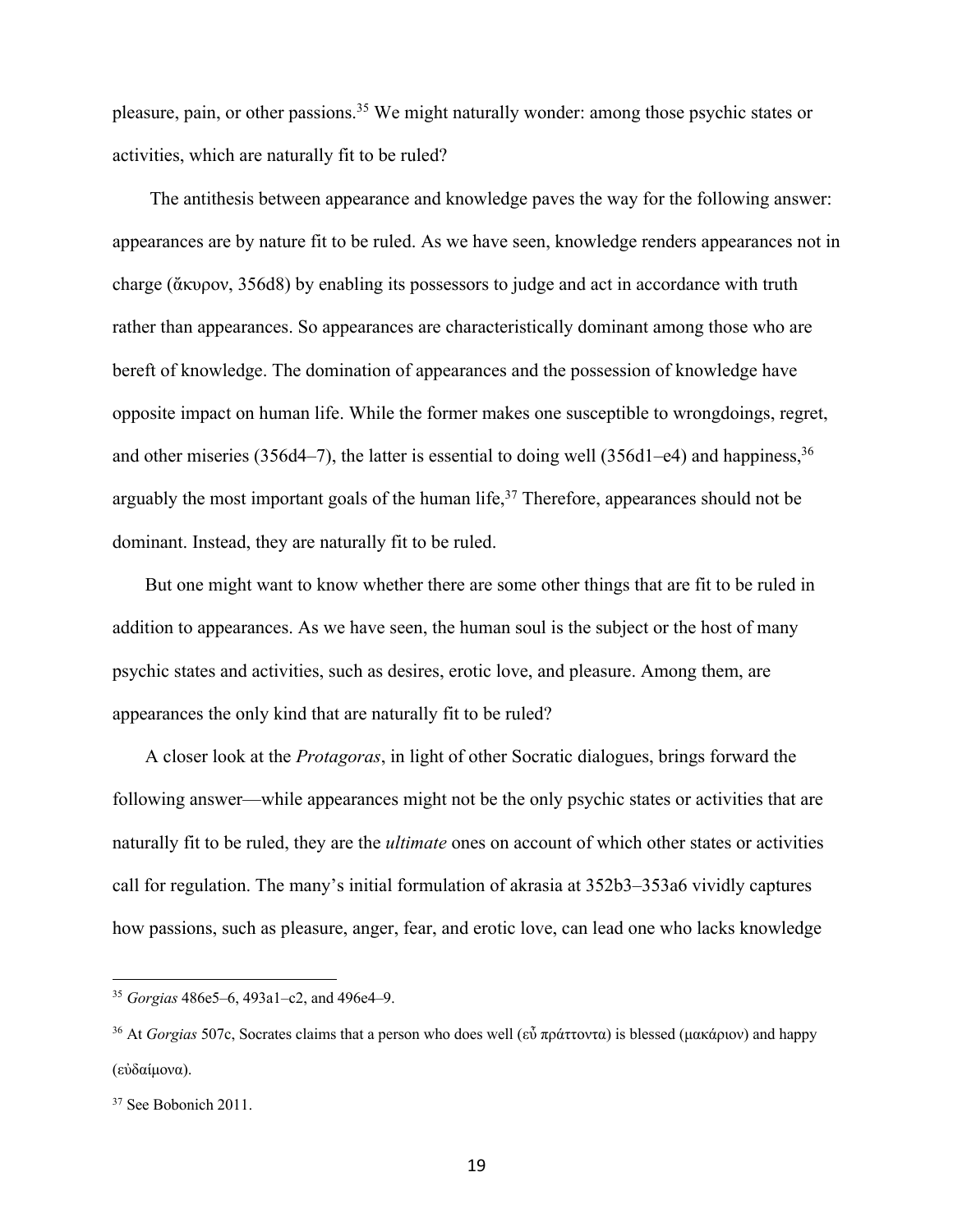pleasure, pain, or other passions.[35] We might naturally wonder: among those psychic states or activities, which are naturally fit to be ruled?

The antithesis between appearance and knowledge paves the way for the following answer: appearances are by nature fit to be ruled. As we have seen, knowledge renders appearances not in charge (ἄκυρον, 356d8) by enabling its possessors to judge and act in accordance with truth rather than appearances. So appearances are characteristically dominant among those who are bereft of knowledge. The domination of appearances and the possession of knowledge have opposite impact on human life. While the former makes one susceptible to wrongdoings, regret, and other miseries (356d4–7), the latter is essential to doing well (356d1–e4) and happiness,[36] arguably the most important goals of the human life,[37] Therefore, appearances should not be dominant. Instead, they are naturally fit to be ruled.

But one might want to know whether there are some other things that are fit to be ruled in addition to appearances. As we have seen, the human soul is the subject or the host of many psychic states and activities, such as desires, erotic love, and pleasure. Among them, are appearances the only kind that are naturally fit to be ruled?

A closer look at the *Protagoras*, in light of other Socratic dialogues, brings forward the following answer—while appearances might not be the only psychic states or activities that are naturally fit to be ruled, they are the *ultimate* ones on account of which other states or activities call for regulation. The many's initial formulation of akrasia at 352b3–353a6 vividly captures how passions, such as pleasure, anger, fear, and erotic love, can lead one who lacks knowledge

---

[35] *Gorgias* 486e5–6, 493a1–c2, and 496e4–9.

[36] At *Gorgias* 507c, Socrates claims that a person who does well (εὖ πράττοντα) is blessed (μακάριον) and happy (εὐδαίμονα).

[37] See Bobonich 2011.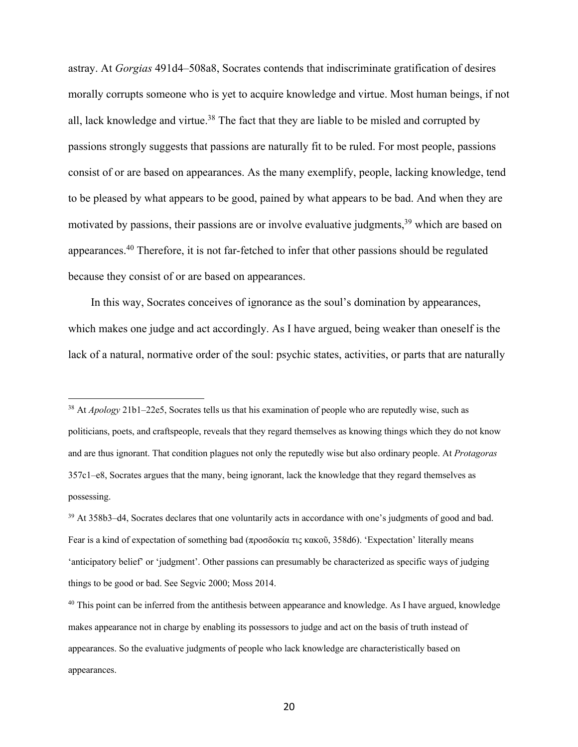astray. At *Gorgias* 491d4–508a8, Socrates contends that indiscriminate gratification of desires morally corrupts someone who is yet to acquire knowledge and virtue. Most human beings, if not all, lack knowledge and virtue.[38] The fact that they are liable to be misled and corrupted by passions strongly suggests that passions are naturally fit to be ruled. For most people, passions consist of or are based on appearances. As the many exemplify, people, lacking knowledge, tend to be pleased by what appears to be good, pained by what appears to be bad. And when they are motivated by passions, their passions are or involve evaluative judgments,[39] which are based on appearances.[40] Therefore, it is not far-fetched to infer that other passions should be regulated because they consist of or are based on appearances.

In this way, Socrates conceives of ignorance as the soul's domination by appearances, which makes one judge and act accordingly. As I have argued, being weaker than oneself is the lack of a natural, normative order of the soul: psychic states, activities, or parts that are naturally

---

[38] At *Apology* 21b1–22e5, Socrates tells us that his examination of people who are reputedly wise, such as politicians, poets, and craftspeople, reveals that they regard themselves as knowing things which they do not know and are thus ignorant. That condition plagues not only the reputedly wise but also ordinary people. At *Protagoras* 357c1–e8, Socrates argues that the many, being ignorant, lack the knowledge that they regard themselves as possessing.

[39] At 358b3–d4, Socrates declares that one voluntarily acts in accordance with one's judgments of good and bad. Fear is a kind of expectation of something bad (προσδοκία τις κακοῦ, 358d6). 'Expectation' literally means 'anticipatory belief' or 'judgment'. Other passions can presumably be characterized as specific ways of judging things to be good or bad. See Segvic 2000; Moss 2014.

[40] This point can be inferred from the antithesis between appearance and knowledge. As I have argued, knowledge makes appearance not in charge by enabling its possessors to judge and act on the basis of truth instead of appearances. So the evaluative judgments of people who lack knowledge are characteristically based on appearances.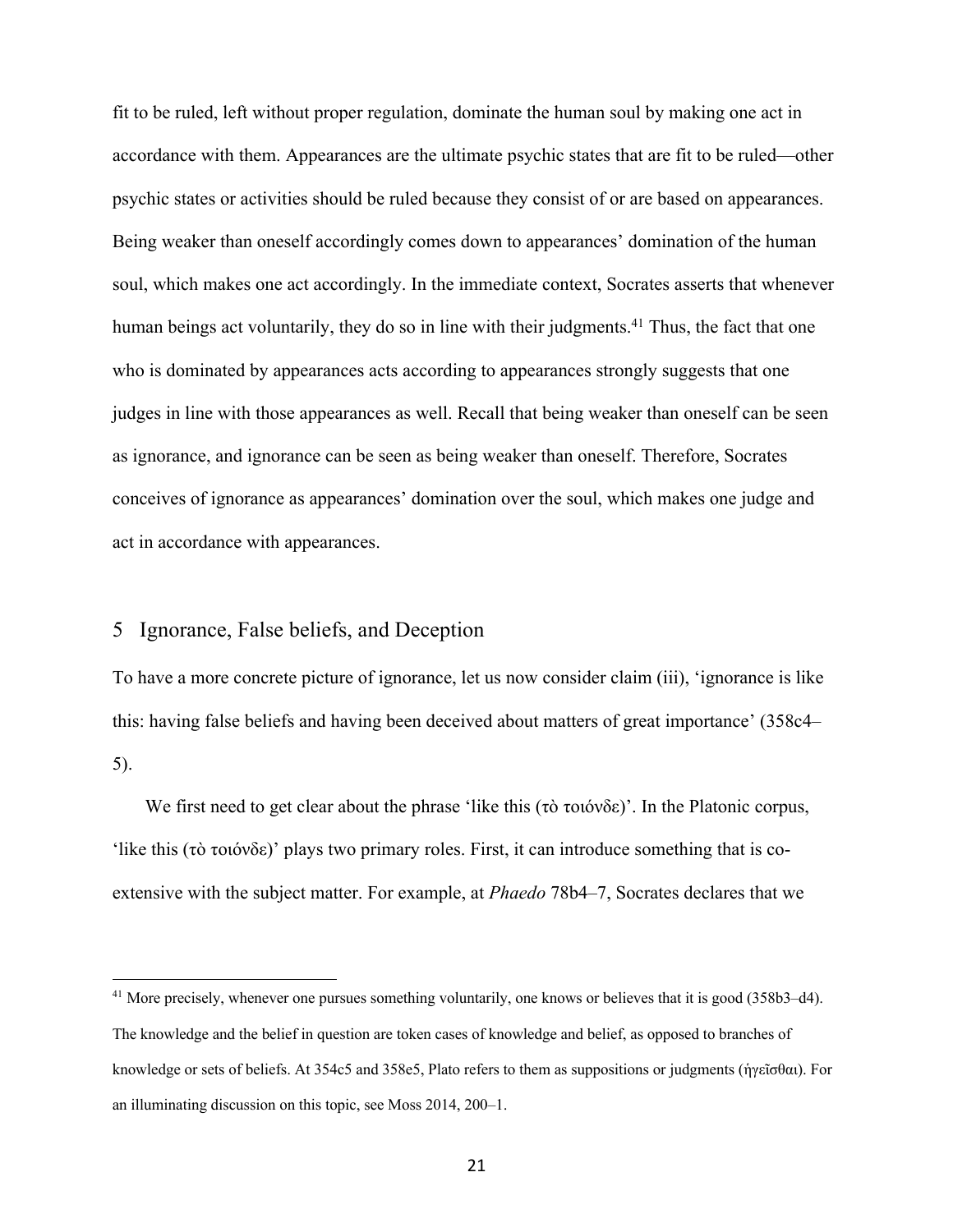fit to be ruled, left without proper regulation, dominate the human soul by making one act in accordance with them. Appearances are the ultimate psychic states that are fit to be ruled—other psychic states or activities should be ruled because they consist of or are based on appearances. Being weaker than oneself accordingly comes down to appearances' domination of the human soul, which makes one act accordingly. In the immediate context, Socrates asserts that whenever human beings act voluntarily, they do so in line with their judgments.[41] Thus, the fact that one who is dominated by appearances acts according to appearances strongly suggests that one judges in line with those appearances as well. Recall that being weaker than oneself can be seen as ignorance, and ignorance can be seen as being weaker than oneself. Therefore, Socrates conceives of ignorance as appearances' domination over the soul, which makes one judge and act in accordance with appearances.

## 5 Ignorance, False beliefs, and Deception

To have a more concrete picture of ignorance, let us now consider claim (iii), 'ignorance is like this: having false beliefs and having been deceived about matters of great importance' (358c4–5).

We first need to get clear about the phrase 'like this (τὸ τοιόνδε)'. In the Platonic corpus, 'like this (τὸ τοιόνδε)' plays two primary roles. First, it can introduce something that is co-extensive with the subject matter. For example, at *Phaedo* 78b4–7, Socrates declares that we

---

[41] More precisely, whenever one pursues something voluntarily, one knows or believes that it is good (358b3–d4). The knowledge and the belief in question are token cases of knowledge and belief, as opposed to branches of knowledge or sets of beliefs. At 354c5 and 358e5, Plato refers to them as suppositions or judgments (ἡγεῖσθαι). For an illuminating discussion on this topic, see Moss 2014, 200–1.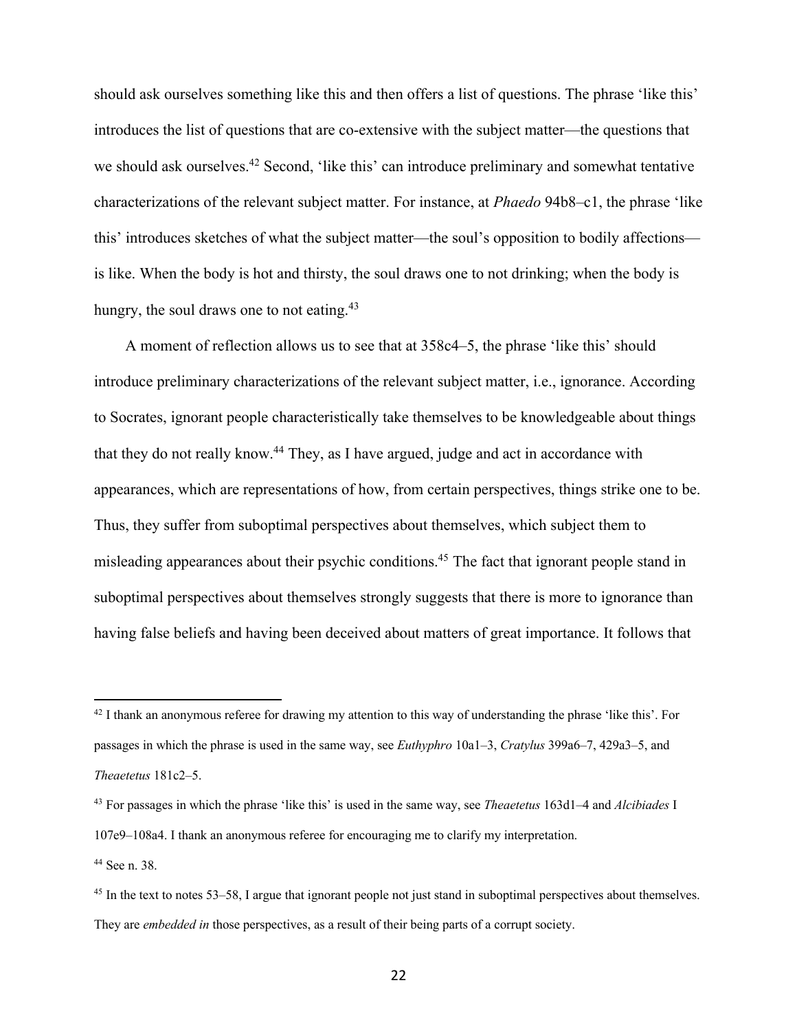should ask ourselves something like this and then offers a list of questions. The phrase 'like this' introduces the list of questions that are co-extensive with the subject matter—the questions that we should ask ourselves.[42] Second, 'like this' can introduce preliminary and somewhat tentative characterizations of the relevant subject matter. For instance, at *Phaedo* 94b8–c1, the phrase 'like this' introduces sketches of what the subject matter—the soul's opposition to bodily affections—is like. When the body is hot and thirsty, the soul draws one to not drinking; when the body is hungry, the soul draws one to not eating.[43]

A moment of reflection allows us to see that at 358c4–5, the phrase 'like this' should introduce preliminary characterizations of the relevant subject matter, i.e., ignorance. According to Socrates, ignorant people characteristically take themselves to be knowledgeable about things that they do not really know.[44] They, as I have argued, judge and act in accordance with appearances, which are representations of how, from certain perspectives, things strike one to be. Thus, they suffer from suboptimal perspectives about themselves, which subject them to misleading appearances about their psychic conditions.[45] The fact that ignorant people stand in suboptimal perspectives about themselves strongly suggests that there is more to ignorance than having false beliefs and having been deceived about matters of great importance. It follows that

---

[42] I thank an anonymous referee for drawing my attention to this way of understanding the phrase 'like this'. For passages in which the phrase is used in the same way, see *Euthyphro* 10a1–3, *Cratylus* 399a6–7, 429a3–5, and *Theaetetus* 181c2–5.

[43] For passages in which the phrase 'like this' is used in the same way, see *Theaetetus* 163d1–4 and *Alcibiades* I 107e9–108a4. I thank an anonymous referee for encouraging me to clarify my interpretation.

[44] See n. 38.

[45] In the text to notes 53–58, I argue that ignorant people not just stand in suboptimal perspectives about themselves. They are *embedded in* those perspectives, as a result of their being parts of a corrupt society.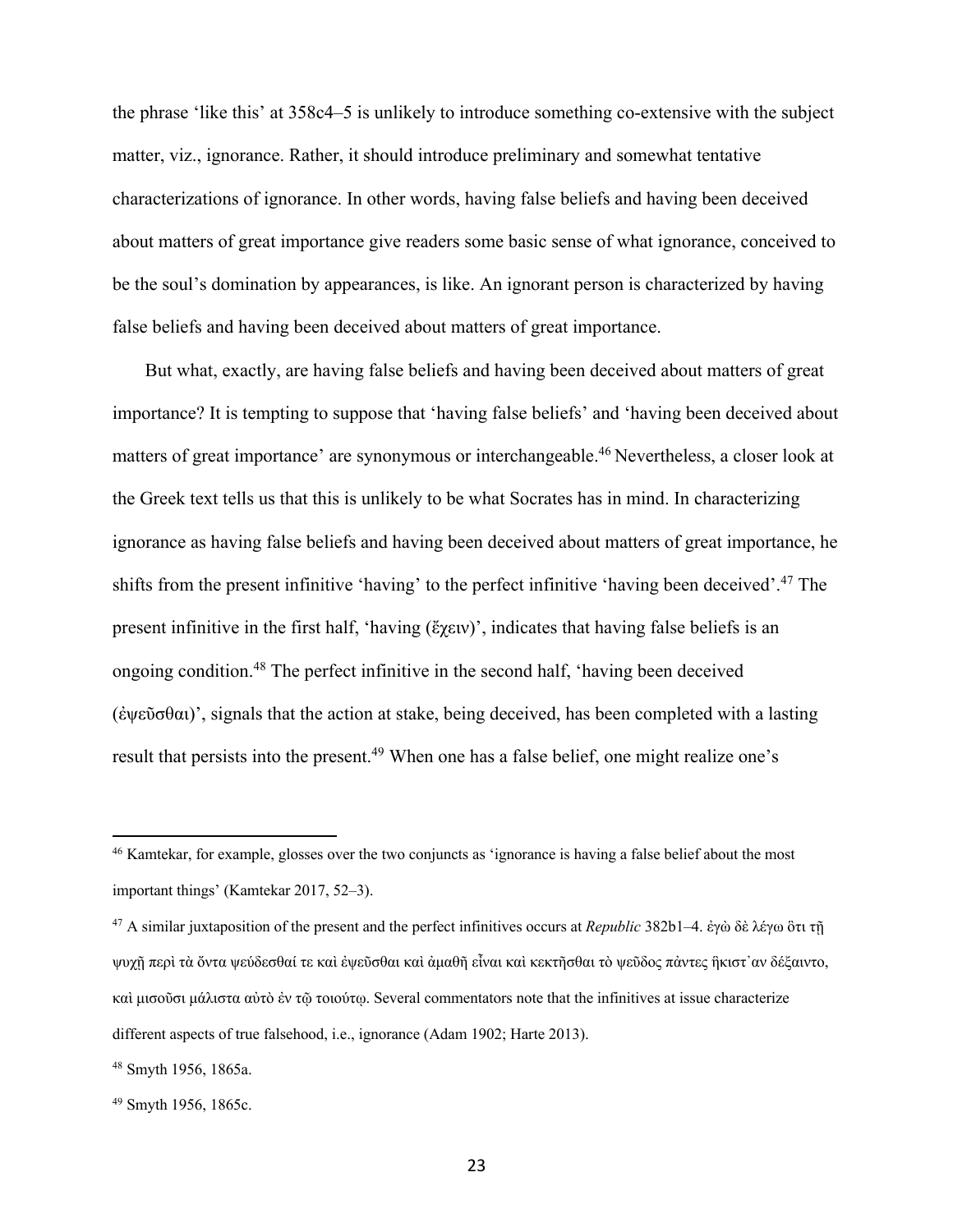the phrase 'like this' at 358c4–5 is unlikely to introduce something co-extensive with the subject matter, viz., ignorance. Rather, it should introduce preliminary and somewhat tentative characterizations of ignorance. In other words, having false beliefs and having been deceived about matters of great importance give readers some basic sense of what ignorance, conceived to be the soul's domination by appearances, is like. An ignorant person is characterized by having false beliefs and having been deceived about matters of great importance.

But what, exactly, are having false beliefs and having been deceived about matters of great importance? It is tempting to suppose that 'having false beliefs' and 'having been deceived about matters of great importance' are synonymous or interchangeable.[46] Nevertheless, a closer look at the Greek text tells us that this is unlikely to be what Socrates has in mind. In characterizing ignorance as having false beliefs and having been deceived about matters of great importance, he shifts from the present infinitive 'having' to the perfect infinitive 'having been deceived'.[47] The present infinitive in the first half, 'having (ἔχειν)', indicates that having false beliefs is an ongoing condition.[48] The perfect infinitive in the second half, 'having been deceived (ἐψεῦσθαι)', signals that the action at stake, being deceived, has been completed with a lasting result that persists into the present.[49] When one has a false belief, one might realize one's

---

[46] Kamtekar, for example, glosses over the two conjuncts as 'ignorance is having a false belief about the most important things' (Kamtekar 2017, 52–3).

[47] A similar juxtaposition of the present and the perfect infinitives occurs at *Republic* 382b1–4. ἐγὼ δὲ λέγω ὅτι τῇ ψυχῇ περὶ τὰ ὄντα ψεύδεσθαί τε καὶ ἐψεῦσθαι καὶ ἀμαθῆ εἶναι καὶ κεκτῆσθαι τὸ ψεῦδος πάντες ἥκιστ᾽ αν δέξαιντο, καὶ μισοῦσι μάλιστα αὐτὸ ἐν τῷ τοιούτῳ. Several commentators note that the infinitives at issue characterize different aspects of true falsehood, i.e., ignorance (Adam 1902; Harte 2013).

[48] Smyth 1956, 1865a.

[49] Smyth 1956, 1865c.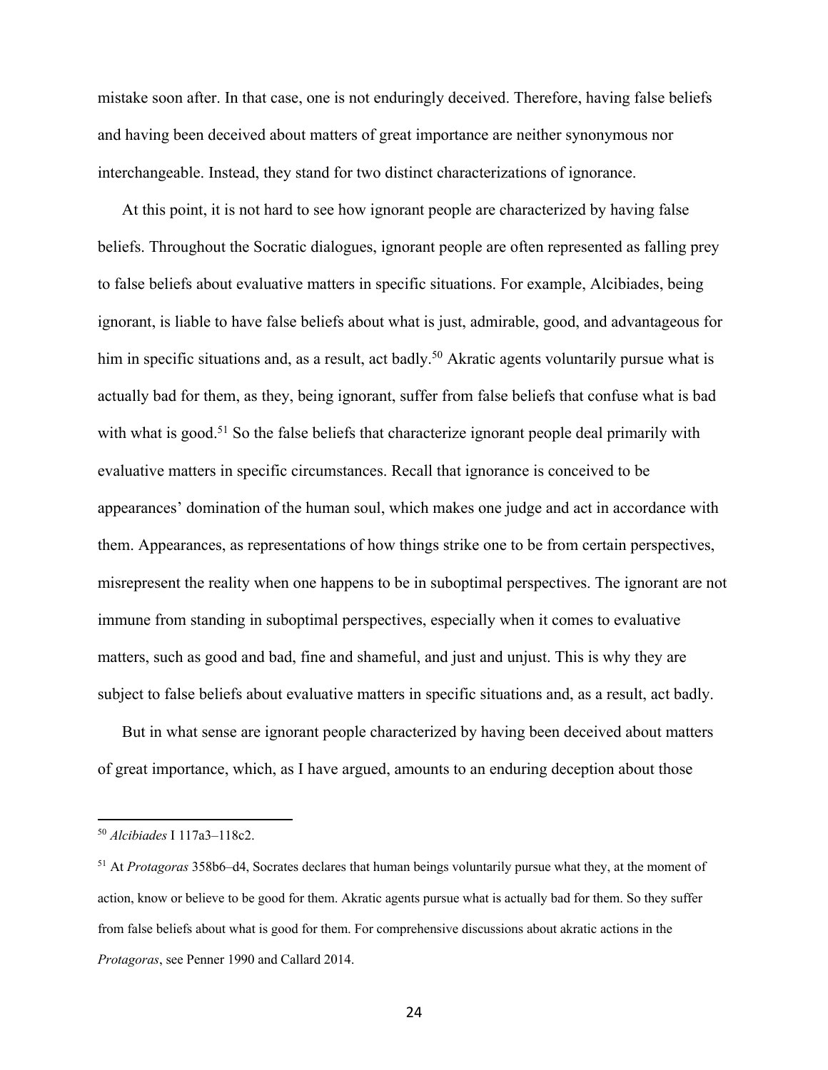mistake soon after. In that case, one is not enduringly deceived. Therefore, having false beliefs and having been deceived about matters of great importance are neither synonymous nor interchangeable. Instead, they stand for two distinct characterizations of ignorance.

At this point, it is not hard to see how ignorant people are characterized by having false beliefs. Throughout the Socratic dialogues, ignorant people are often represented as falling prey to false beliefs about evaluative matters in specific situations. For example, Alcibiades, being ignorant, is liable to have false beliefs about what is just, admirable, good, and advantageous for him in specific situations and, as a result, act badly.[50] Akratic agents voluntarily pursue what is actually bad for them, as they, being ignorant, suffer from false beliefs that confuse what is bad with what is good.[51] So the false beliefs that characterize ignorant people deal primarily with evaluative matters in specific circumstances. Recall that ignorance is conceived to be appearances' domination of the human soul, which makes one judge and act in accordance with them. Appearances, as representations of how things strike one to be from certain perspectives, misrepresent the reality when one happens to be in suboptimal perspectives. The ignorant are not immune from standing in suboptimal perspectives, especially when it comes to evaluative matters, such as good and bad, fine and shameful, and just and unjust. This is why they are subject to false beliefs about evaluative matters in specific situations and, as a result, act badly.

But in what sense are ignorant people characterized by having been deceived about matters of great importance, which, as I have argued, amounts to an enduring deception about those

---

[50] *Alcibiades* I 117a3–118c2.

[51] At *Protagoras* 358b6–d4, Socrates declares that human beings voluntarily pursue what they, at the moment of action, know or believe to be good for them. Akratic agents pursue what is actually bad for them. So they suffer from false beliefs about what is good for them. For comprehensive discussions about akratic actions in the *Protagoras*, see Penner 1990 and Callard 2014.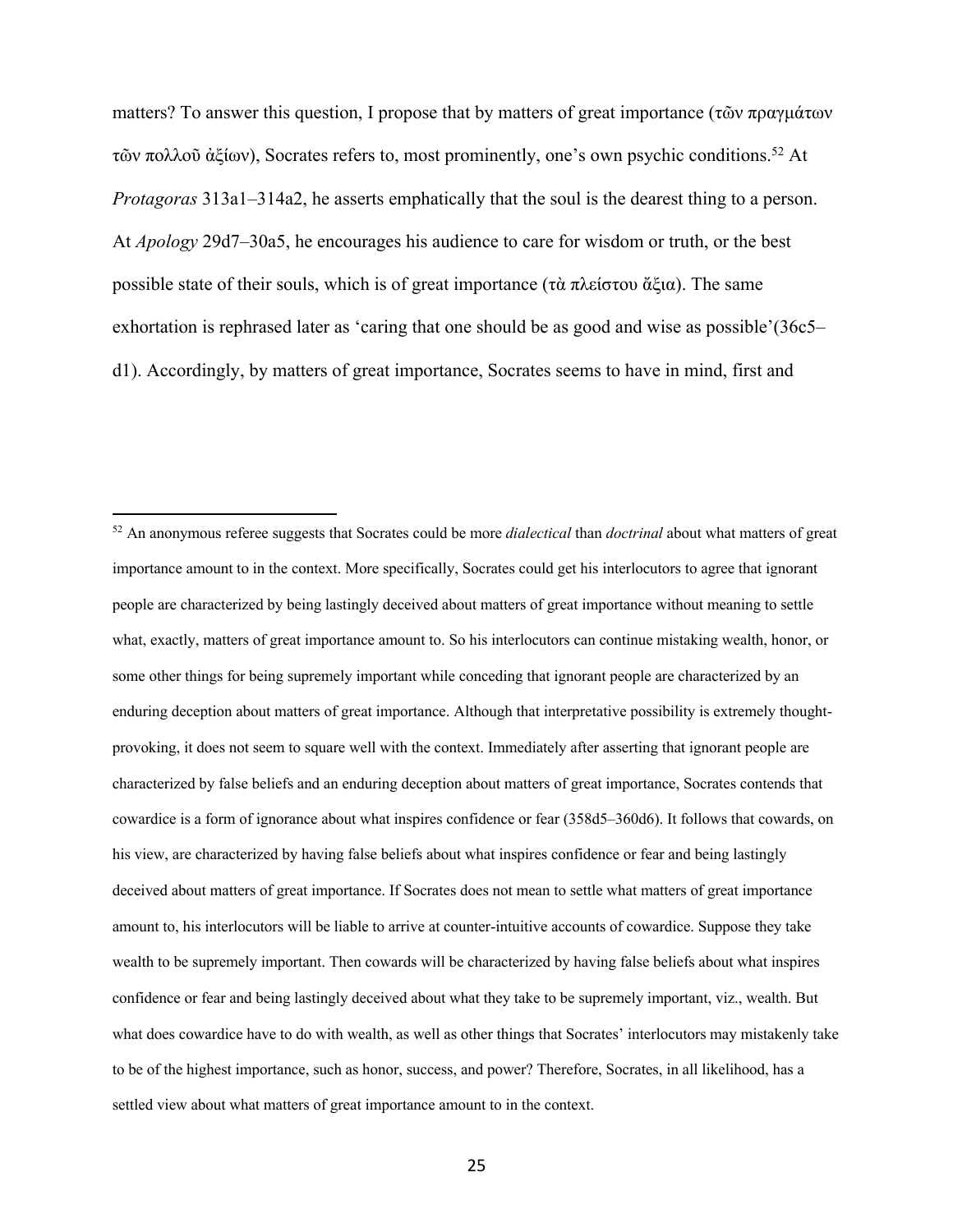matters? To answer this question, I propose that by matters of great importance (τῶν πραγμάτων τῶν πολλοῦ ἀξίων), Socrates refers to, most prominently, one's own psychic conditions.[52] At *Protagoras* 313a1–314a2, he asserts emphatically that the soul is the dearest thing to a person. At *Apology* 29d7–30a5, he encourages his audience to care for wisdom or truth, or the best possible state of their souls, which is of great importance (τὰ πλείστου ἄξια). The same exhortation is rephrased later as 'caring that one should be as good and wise as possible'(36c5–d1). Accordingly, by matters of great importance, Socrates seems to have in mind, first and

---

[52] An anonymous referee suggests that Socrates could be more *dialectical* than *doctrinal* about what matters of great importance amount to in the context. More specifically, Socrates could get his interlocutors to agree that ignorant people are characterized by being lastingly deceived about matters of great importance without meaning to settle what, exactly, matters of great importance amount to. So his interlocutors can continue mistaking wealth, honor, or some other things for being supremely important while conceding that ignorant people are characterized by an enduring deception about matters of great importance. Although that interpretative possibility is extremely thought-provoking, it does not seem to square well with the context. Immediately after asserting that ignorant people are characterized by false beliefs and an enduring deception about matters of great importance, Socrates contends that cowardice is a form of ignorance about what inspires confidence or fear (358d5–360d6). It follows that cowards, on his view, are characterized by having false beliefs about what inspires confidence or fear and being lastingly deceived about matters of great importance. If Socrates does not mean to settle what matters of great importance amount to, his interlocutors will be liable to arrive at counter-intuitive accounts of cowardice. Suppose they take wealth to be supremely important. Then cowards will be characterized by having false beliefs about what inspires confidence or fear and being lastingly deceived about what they take to be supremely important, viz., wealth. But what does cowardice have to do with wealth, as well as other things that Socrates' interlocutors may mistakenly take to be of the highest importance, such as honor, success, and power? Therefore, Socrates, in all likelihood, has a settled view about what matters of great importance amount to in the context.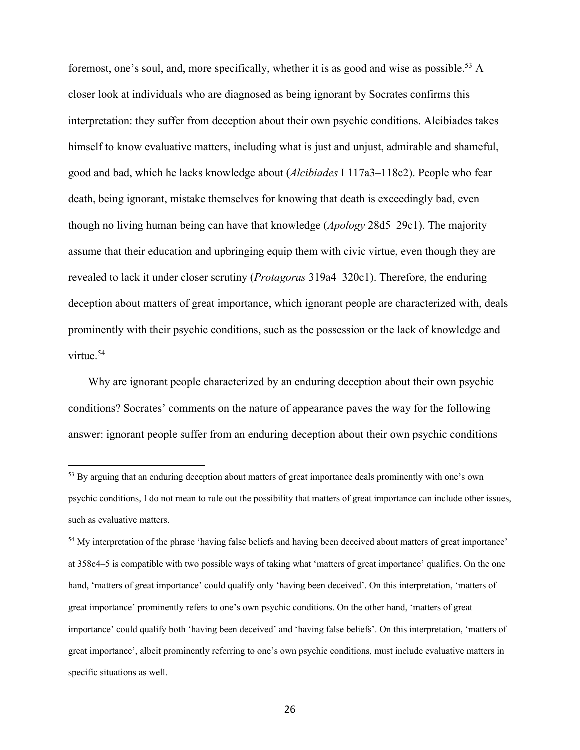foremost, one's soul, and, more specifically, whether it is as good and wise as possible.[53] A closer look at individuals who are diagnosed as being ignorant by Socrates confirms this interpretation: they suffer from deception about their own psychic conditions. Alcibiades takes himself to know evaluative matters, including what is just and unjust, admirable and shameful, good and bad, which he lacks knowledge about (*Alcibiades* I 117a3–118c2). People who fear death, being ignorant, mistake themselves for knowing that death is exceedingly bad, even though no living human being can have that knowledge (*Apology* 28d5–29c1). The majority assume that their education and upbringing equip them with civic virtue, even though they are revealed to lack it under closer scrutiny (*Protagoras* 319a4–320c1). Therefore, the enduring deception about matters of great importance, which ignorant people are characterized with, deals prominently with their psychic conditions, such as the possession or the lack of knowledge and virtue.[54]

Why are ignorant people characterized by an enduring deception about their own psychic conditions? Socrates' comments on the nature of appearance paves the way for the following answer: ignorant people suffer from an enduring deception about their own psychic conditions

---

[53] By arguing that an enduring deception about matters of great importance deals prominently with one's own psychic conditions, I do not mean to rule out the possibility that matters of great importance can include other issues, such as evaluative matters.

[54] My interpretation of the phrase 'having false beliefs and having been deceived about matters of great importance' at 358c4–5 is compatible with two possible ways of taking what 'matters of great importance' qualifies. On the one hand, 'matters of great importance' could qualify only 'having been deceived'. On this interpretation, 'matters of great importance' prominently refers to one's own psychic conditions. On the other hand, 'matters of great importance' could qualify both 'having been deceived' and 'having false beliefs'. On this interpretation, 'matters of great importance', albeit prominently referring to one's own psychic conditions, must include evaluative matters in specific situations as well.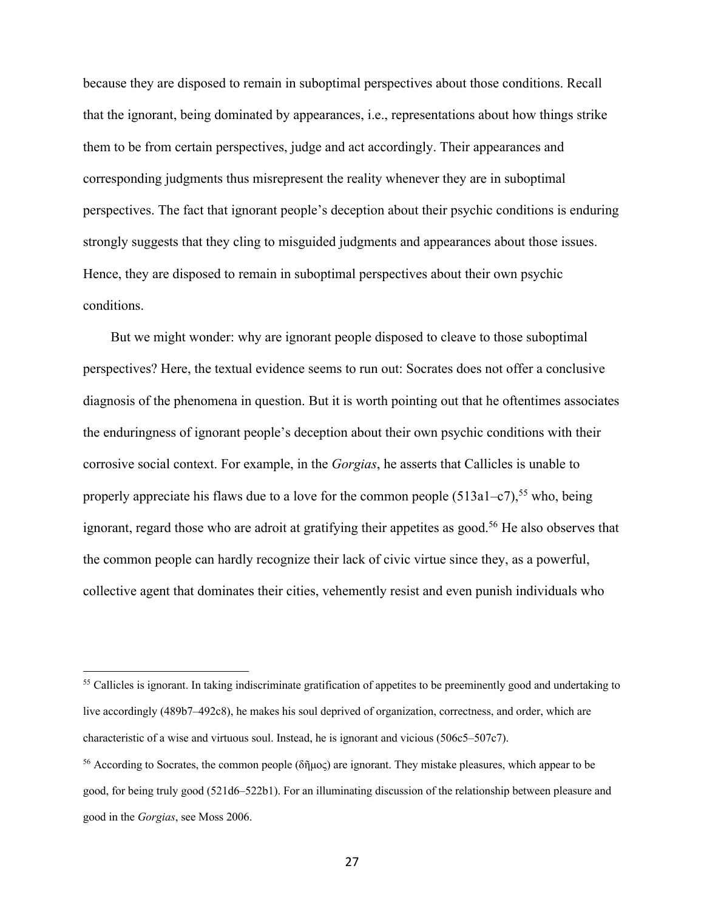because they are disposed to remain in suboptimal perspectives about those conditions. Recall that the ignorant, being dominated by appearances, i.e., representations about how things strike them to be from certain perspectives, judge and act accordingly. Their appearances and corresponding judgments thus misrepresent the reality whenever they are in suboptimal perspectives. The fact that ignorant people's deception about their psychic conditions is enduring strongly suggests that they cling to misguided judgments and appearances about those issues. Hence, they are disposed to remain in suboptimal perspectives about their own psychic conditions.

But we might wonder: why are ignorant people disposed to cleave to those suboptimal perspectives? Here, the textual evidence seems to run out: Socrates does not offer a conclusive diagnosis of the phenomena in question. But it is worth pointing out that he oftentimes associates the enduringness of ignorant people's deception about their own psychic conditions with their corrosive social context. For example, in the *Gorgias*, he asserts that Callicles is unable to properly appreciate his flaws due to a love for the common people (513a1–c7),[55] who, being ignorant, regard those who are adroit at gratifying their appetites as good.[56] He also observes that the common people can hardly recognize their lack of civic virtue since they, as a powerful, collective agent that dominates their cities, vehemently resist and even punish individuals who

---

[55] Callicles is ignorant. In taking indiscriminate gratification of appetites to be preeminently good and undertaking to live accordingly (489b7–492c8), he makes his soul deprived of organization, correctness, and order, which are characteristic of a wise and virtuous soul. Instead, he is ignorant and vicious (506c5–507c7).

[56] According to Socrates, the common people (δῆμος) are ignorant. They mistake pleasures, which appear to be good, for being truly good (521d6–522b1). For an illuminating discussion of the relationship between pleasure and good in the *Gorgias*, see Moss 2006.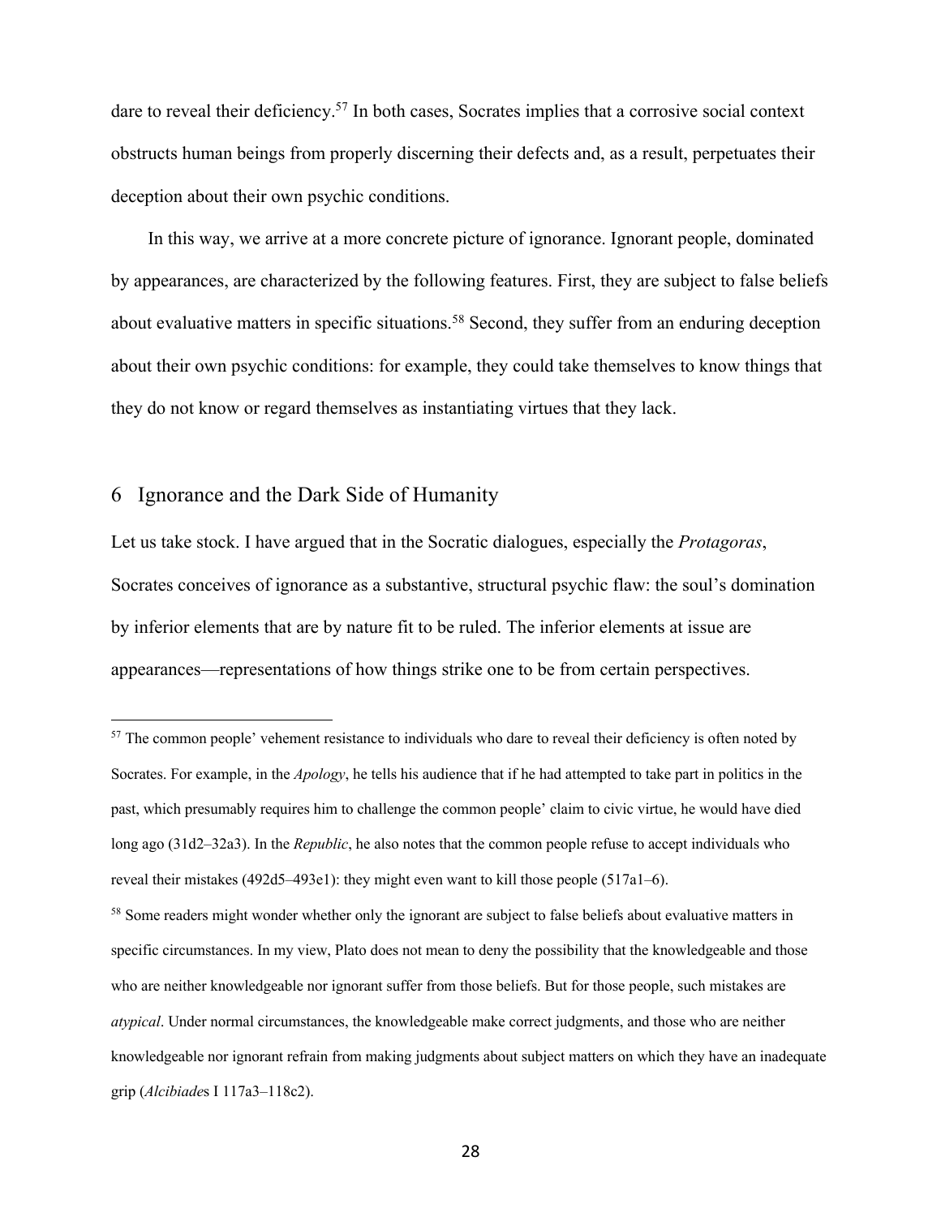dare to reveal their deficiency.[57] In both cases, Socrates implies that a corrosive social context obstructs human beings from properly discerning their defects and, as a result, perpetuates their deception about their own psychic conditions.

In this way, we arrive at a more concrete picture of ignorance. Ignorant people, dominated by appearances, are characterized by the following features. First, they are subject to false beliefs about evaluative matters in specific situations.[58] Second, they suffer from an enduring deception about their own psychic conditions: for example, they could take themselves to know things that they do not know or regard themselves as instantiating virtues that they lack.

## 6 Ignorance and the Dark Side of Humanity

Let us take stock. I have argued that in the Socratic dialogues, especially the *Protagoras*, Socrates conceives of ignorance as a substantive, structural psychic flaw: the soul's domination by inferior elements that are by nature fit to be ruled. The inferior elements at issue are appearances—representations of how things strike one to be from certain perspectives.

---

[57] The common people' vehement resistance to individuals who dare to reveal their deficiency is often noted by Socrates. For example, in the *Apology*, he tells his audience that if he had attempted to take part in politics in the past, which presumably requires him to challenge the common people' claim to civic virtue, he would have died long ago (31d2–32a3). In the *Republic*, he also notes that the common people refuse to accept individuals who reveal their mistakes (492d5–493e1): they might even want to kill those people (517a1–6).

[58] Some readers might wonder whether only the ignorant are subject to false beliefs about evaluative matters in specific circumstances. In my view, Plato does not mean to deny the possibility that the knowledgeable and those who are neither knowledgeable nor ignorant suffer from those beliefs. But for those people, such mistakes are *atypical*. Under normal circumstances, the knowledgeable make correct judgments, and those who are neither knowledgeable nor ignorant refrain from making judgments about subject matters on which they have an inadequate grip (*Alcibiades* I 117a3–118c2).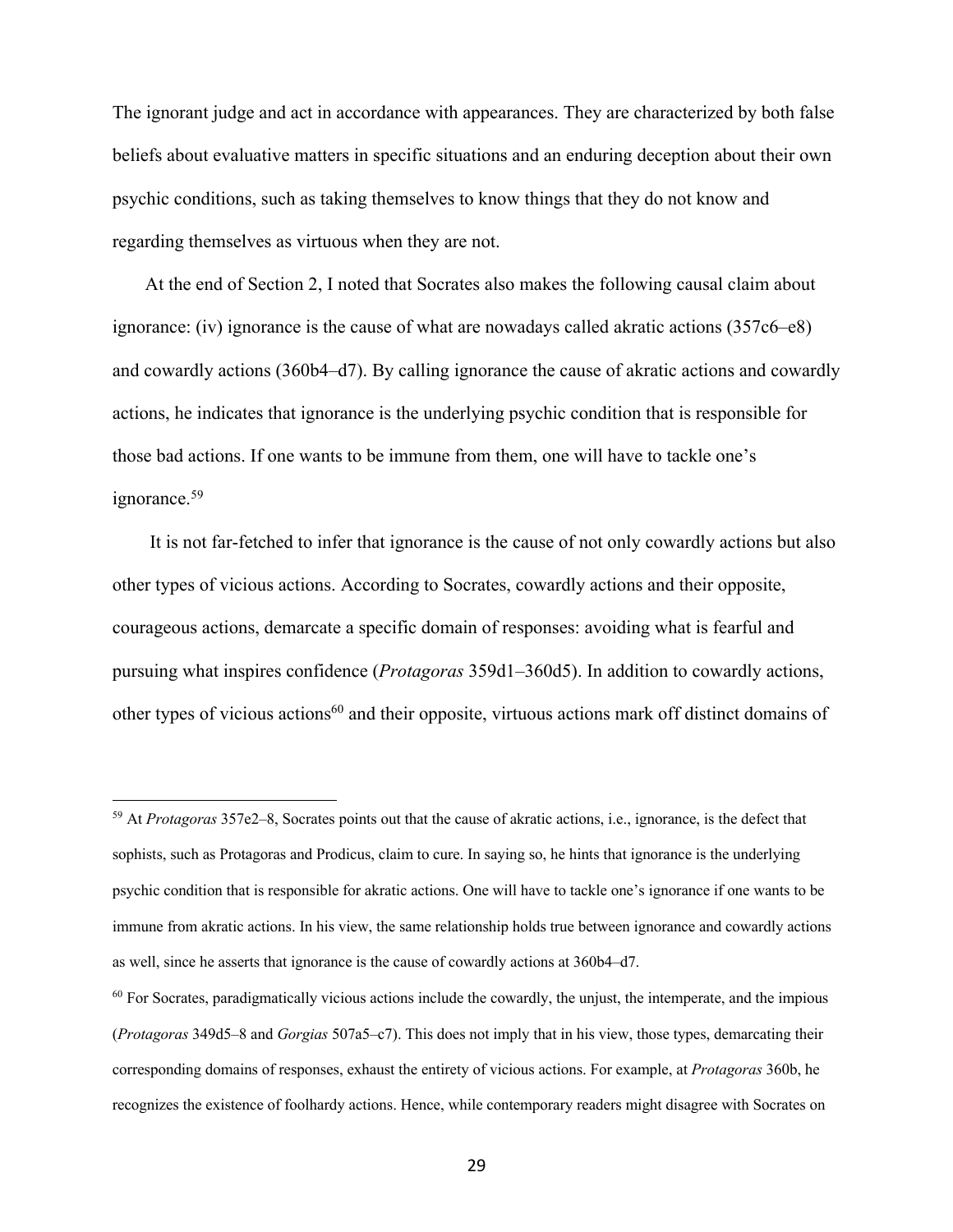The ignorant judge and act in accordance with appearances. They are characterized by both false beliefs about evaluative matters in specific situations and an enduring deception about their own psychic conditions, such as taking themselves to know things that they do not know and regarding themselves as virtuous when they are not.

At the end of Section 2, I noted that Socrates also makes the following causal claim about ignorance: (iv) ignorance is the cause of what are nowadays called akratic actions (357c6–e8) and cowardly actions (360b4–d7). By calling ignorance the cause of akratic actions and cowardly actions, he indicates that ignorance is the underlying psychic condition that is responsible for those bad actions. If one wants to be immune from them, one will have to tackle one's ignorance.[59]

It is not far-fetched to infer that ignorance is the cause of not only cowardly actions but also other types of vicious actions. According to Socrates, cowardly actions and their opposite, courageous actions, demarcate a specific domain of responses: avoiding what is fearful and pursuing what inspires confidence (*Protagoras* 359d1–360d5). In addition to cowardly actions, other types of vicious actions[60] and their opposite, virtuous actions mark off distinct domains of

---

[59] At *Protagoras* 357e2–8, Socrates points out that the cause of akratic actions, i.e., ignorance, is the defect that sophists, such as Protagoras and Prodicus, claim to cure. In saying so, he hints that ignorance is the underlying psychic condition that is responsible for akratic actions. One will have to tackle one's ignorance if one wants to be immune from akratic actions. In his view, the same relationship holds true between ignorance and cowardly actions as well, since he asserts that ignorance is the cause of cowardly actions at 360b4–d7.

[60] For Socrates, paradigmatically vicious actions include the cowardly, the unjust, the intemperate, and the impious (*Protagoras* 349d5–8 and *Gorgias* 507a5–c7). This does not imply that in his view, those types, demarcating their corresponding domains of responses, exhaust the entirety of vicious actions. For example, at *Protagoras* 360b, he recognizes the existence of foolhardy actions. Hence, while contemporary readers might disagree with Socrates on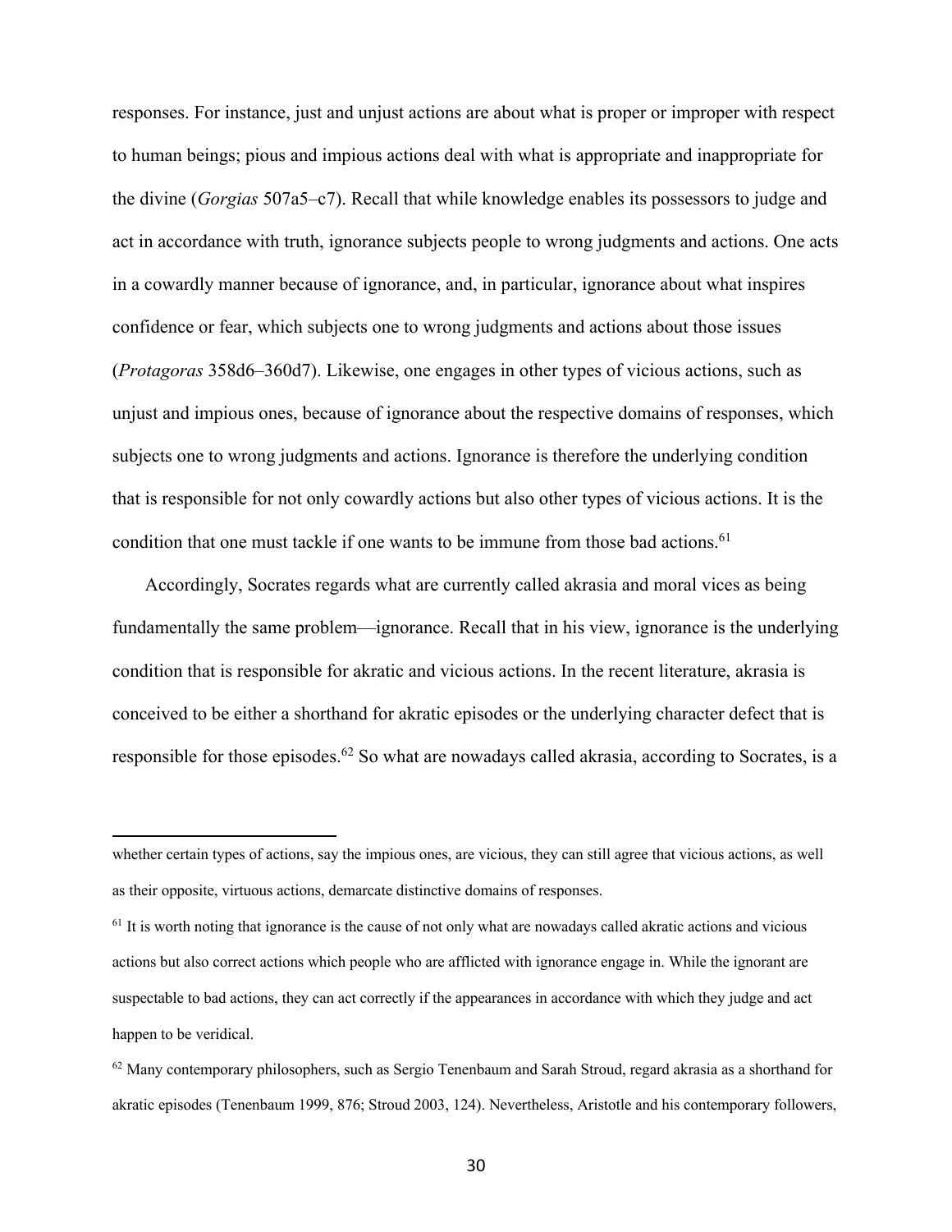responses. For instance, just and unjust actions are about what is proper or improper with respect to human beings; pious and impious actions deal with what is appropriate and inappropriate for the divine (*Gorgias* 507a5–c7). Recall that while knowledge enables its possessors to judge and act in accordance with truth, ignorance subjects people to wrong judgments and actions. One acts in a cowardly manner because of ignorance, and, in particular, ignorance about what inspires confidence or fear, which subjects one to wrong judgments and actions about those issues (*Protagoras* 358d6–360d7). Likewise, one engages in other types of vicious actions, such as unjust and impious ones, because of ignorance about the respective domains of responses, which subjects one to wrong judgments and actions. Ignorance is therefore the underlying condition that is responsible for not only cowardly actions but also other types of vicious actions. It is the condition that one must tackle if one wants to be immune from those bad actions.[61]

Accordingly, Socrates regards what are currently called akrasia and moral vices as being fundamentally the same problem—ignorance. Recall that in his view, ignorance is the underlying condition that is responsible for akratic and vicious actions. In the recent literature, akrasia is conceived to be either a shorthand for akratic episodes or the underlying character defect that is responsible for those episodes.[62] So what are nowadays called akrasia, according to Socrates, is a

---

whether certain types of actions, say the impious ones, are vicious, they can still agree that vicious actions, as well as their opposite, virtuous actions, demarcate distinctive domains of responses.

[61] It is worth noting that ignorance is the cause of not only what are nowadays called akratic actions and vicious actions but also correct actions which people who are afflicted with ignorance engage in. While the ignorant are suspectable to bad actions, they can act correctly if the appearances in accordance with which they judge and act happen to be veridical.

[62] Many contemporary philosophers, such as Sergio Tenenbaum and Sarah Stroud, regard akrasia as a shorthand for akratic episodes (Tenenbaum 1999, 876; Stroud 2003, 124). Nevertheless, Aristotle and his contemporary followers,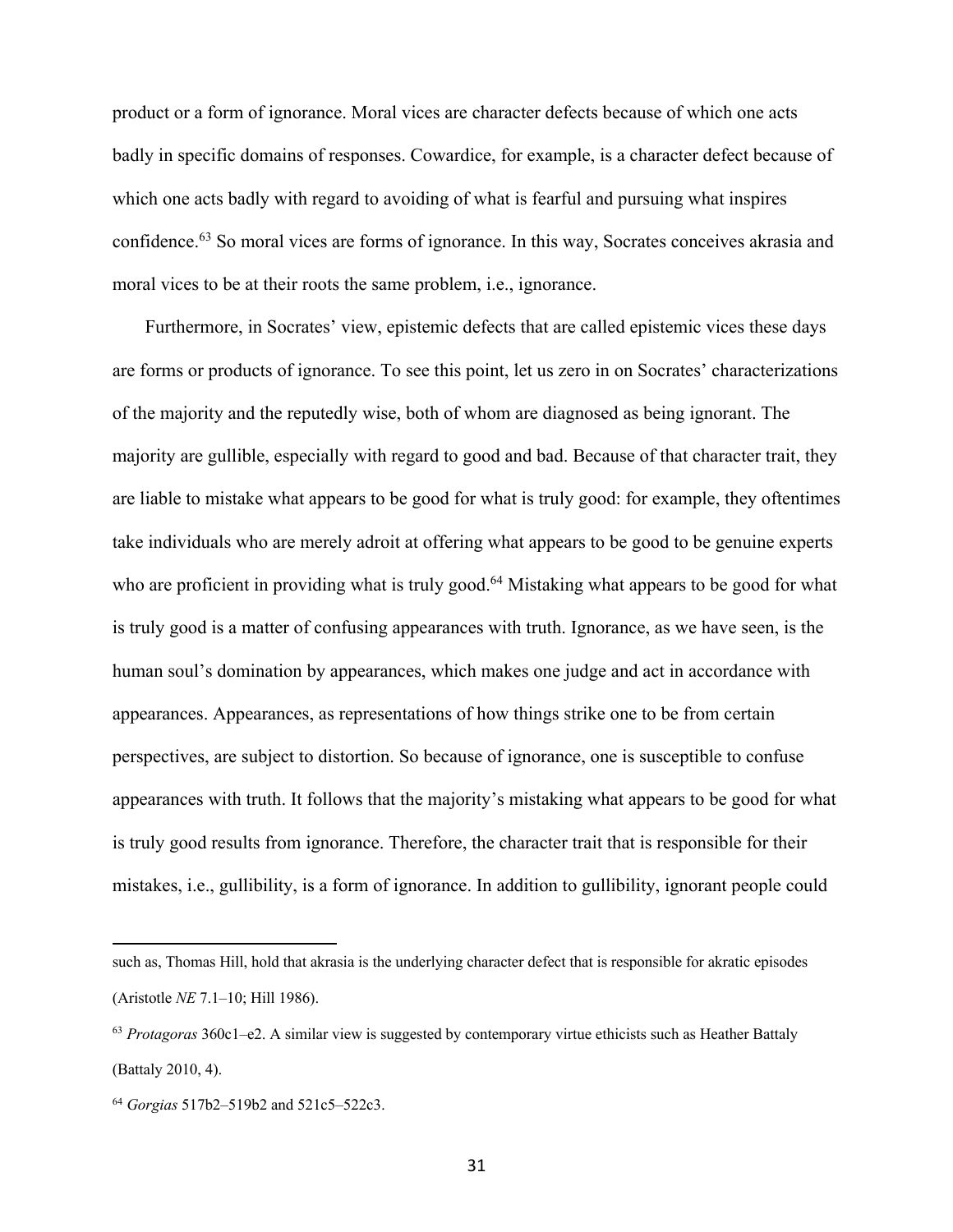product or a form of ignorance. Moral vices are character defects because of which one acts badly in specific domains of responses. Cowardice, for example, is a character defect because of which one acts badly with regard to avoiding of what is fearful and pursuing what inspires confidence.[63] So moral vices are forms of ignorance. In this way, Socrates conceives akrasia and moral vices to be at their roots the same problem, i.e., ignorance.

Furthermore, in Socrates' view, epistemic defects that are called epistemic vices these days are forms or products of ignorance. To see this point, let us zero in on Socrates' characterizations of the majority and the reputedly wise, both of whom are diagnosed as being ignorant. The majority are gullible, especially with regard to good and bad. Because of that character trait, they are liable to mistake what appears to be good for what is truly good: for example, they oftentimes take individuals who are merely adroit at offering what appears to be good to be genuine experts who are proficient in providing what is truly good.[64] Mistaking what appears to be good for what is truly good is a matter of confusing appearances with truth. Ignorance, as we have seen, is the human soul's domination by appearances, which makes one judge and act in accordance with appearances. Appearances, as representations of how things strike one to be from certain perspectives, are subject to distortion. So because of ignorance, one is susceptible to confuse appearances with truth. It follows that the majority's mistaking what appears to be good for what is truly good results from ignorance. Therefore, the character trait that is responsible for their mistakes, i.e., gullibility, is a form of ignorance. In addition to gullibility, ignorant people could

---

such as, Thomas Hill, hold that akrasia is the underlying character defect that is responsible for akratic episodes (Aristotle *NE* 7.1–10; Hill 1986).

[63] *Protagoras* 360c1–e2. A similar view is suggested by contemporary virtue ethicists such as Heather Battaly (Battaly 2010, 4).

[64] *Gorgias* 517b2–519b2 and 521c5–522c3.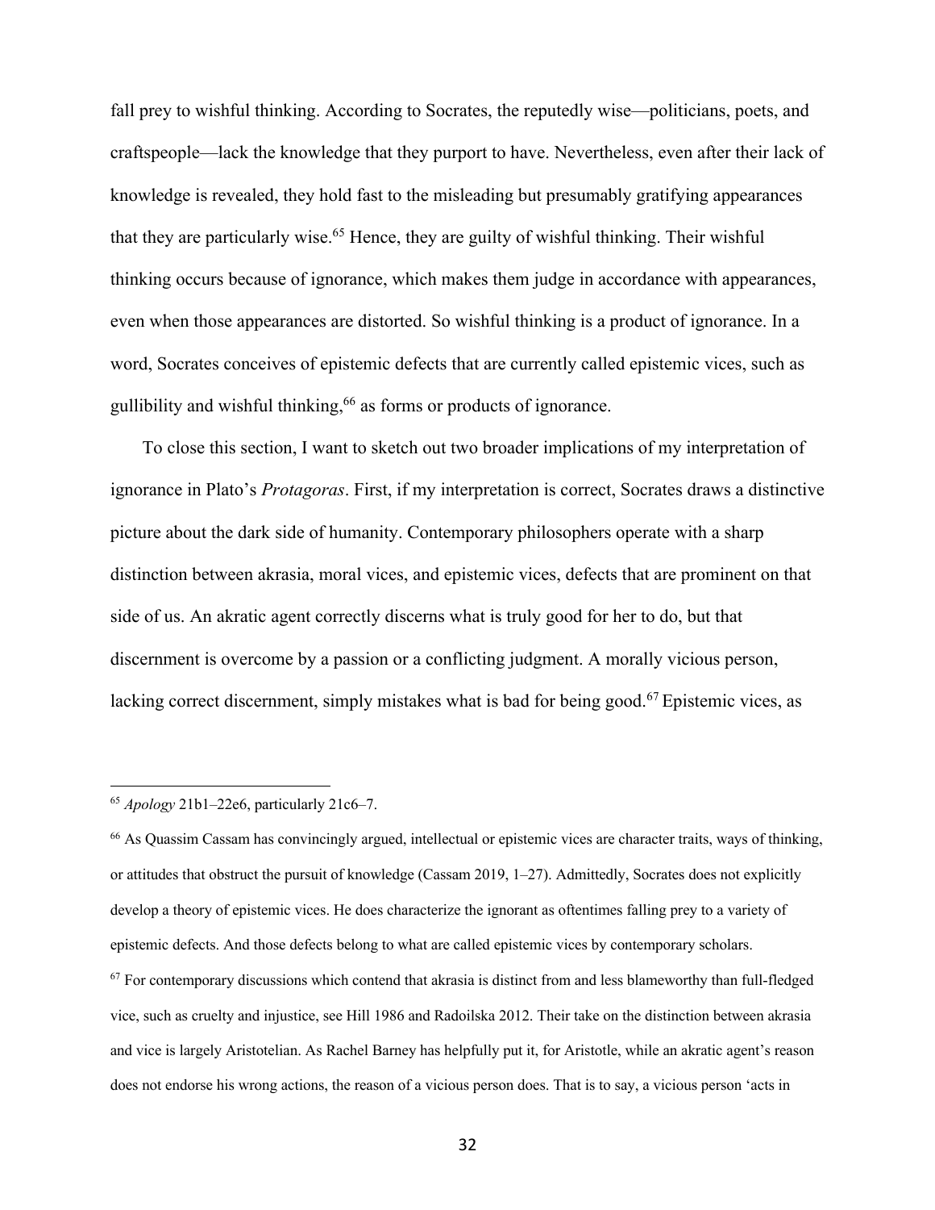fall prey to wishful thinking. According to Socrates, the reputedly wise—politicians, poets, and craftspeople—lack the knowledge that they purport to have. Nevertheless, even after their lack of knowledge is revealed, they hold fast to the misleading but presumably gratifying appearances that they are particularly wise.[65] Hence, they are guilty of wishful thinking. Their wishful thinking occurs because of ignorance, which makes them judge in accordance with appearances, even when those appearances are distorted. So wishful thinking is a product of ignorance. In a word, Socrates conceives of epistemic defects that are currently called epistemic vices, such as gullibility and wishful thinking,[66] as forms or products of ignorance.

To close this section, I want to sketch out two broader implications of my interpretation of ignorance in Plato's *Protagoras*. First, if my interpretation is correct, Socrates draws a distinctive picture about the dark side of humanity. Contemporary philosophers operate with a sharp distinction between akrasia, moral vices, and epistemic vices, defects that are prominent on that side of us. An akratic agent correctly discerns what is truly good for her to do, but that discernment is overcome by a passion or a conflicting judgment. A morally vicious person, lacking correct discernment, simply mistakes what is bad for being good.[67] Epistemic vices, as

---

[65] *Apology* 21b1–22e6, particularly 21c6–7.

[66] As Quassim Cassam has convincingly argued, intellectual or epistemic vices are character traits, ways of thinking, or attitudes that obstruct the pursuit of knowledge (Cassam 2019, 1–27). Admittedly, Socrates does not explicitly develop a theory of epistemic vices. He does characterize the ignorant as oftentimes falling prey to a variety of epistemic defects. And those defects belong to what are called epistemic vices by contemporary scholars.

[67] For contemporary discussions which contend that akrasia is distinct from and less blameworthy than full-fledged vice, such as cruelty and injustice, see Hill 1986 and Radoilska 2012. Their take on the distinction between akrasia and vice is largely Aristotelian. As Rachel Barney has helpfully put it, for Aristotle, while an akratic agent's reason does not endorse his wrong actions, the reason of a vicious person does. That is to say, a vicious person 'acts in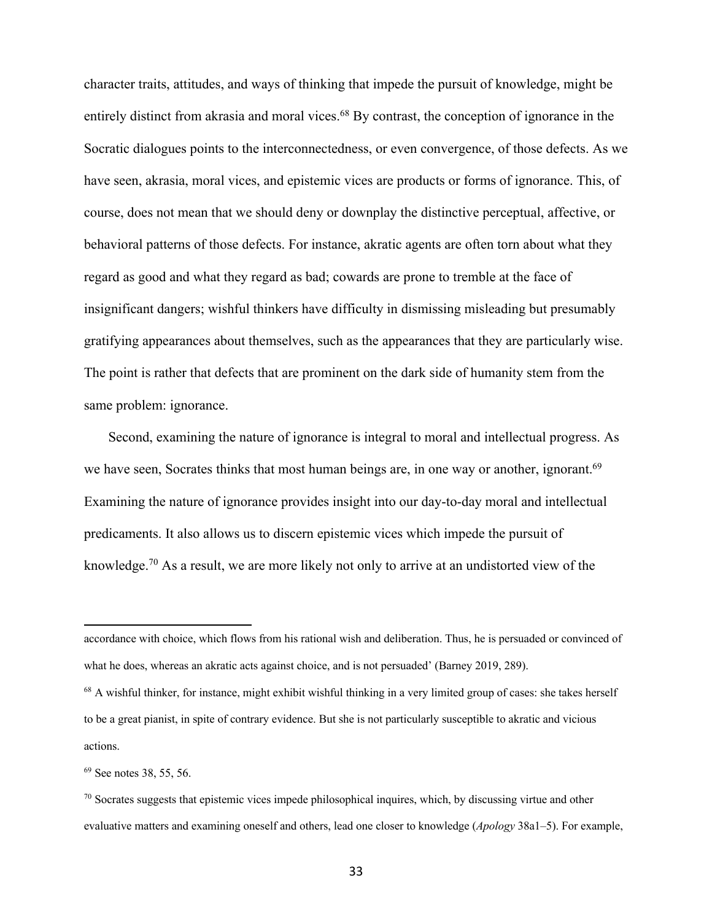character traits, attitudes, and ways of thinking that impede the pursuit of knowledge, might be entirely distinct from akrasia and moral vices.[68] By contrast, the conception of ignorance in the Socratic dialogues points to the interconnectedness, or even convergence, of those defects. As we have seen, akrasia, moral vices, and epistemic vices are products or forms of ignorance. This, of course, does not mean that we should deny or downplay the distinctive perceptual, affective, or behavioral patterns of those defects. For instance, akratic agents are often torn about what they regard as good and what they regard as bad; cowards are prone to tremble at the face of insignificant dangers; wishful thinkers have difficulty in dismissing misleading but presumably gratifying appearances about themselves, such as the appearances that they are particularly wise. The point is rather that defects that are prominent on the dark side of humanity stem from the same problem: ignorance.

Second, examining the nature of ignorance is integral to moral and intellectual progress. As we have seen, Socrates thinks that most human beings are, in one way or another, ignorant.[69] Examining the nature of ignorance provides insight into our day-to-day moral and intellectual predicaments. It also allows us to discern epistemic vices which impede the pursuit of knowledge.[70] As a result, we are more likely not only to arrive at an undistorted view of the

---

accordance with choice, which flows from his rational wish and deliberation. Thus, he is persuaded or convinced of what he does, whereas an akratic acts against choice, and is not persuaded' (Barney 2019, 289).

[68] A wishful thinker, for instance, might exhibit wishful thinking in a very limited group of cases: she takes herself to be a great pianist, in spite of contrary evidence. But she is not particularly susceptible to akratic and vicious actions.

[69] See notes 38, 55, 56.

[70] Socrates suggests that epistemic vices impede philosophical inquires, which, by discussing virtue and other evaluative matters and examining oneself and others, lead one closer to knowledge (*Apology* 38a1–5). For example,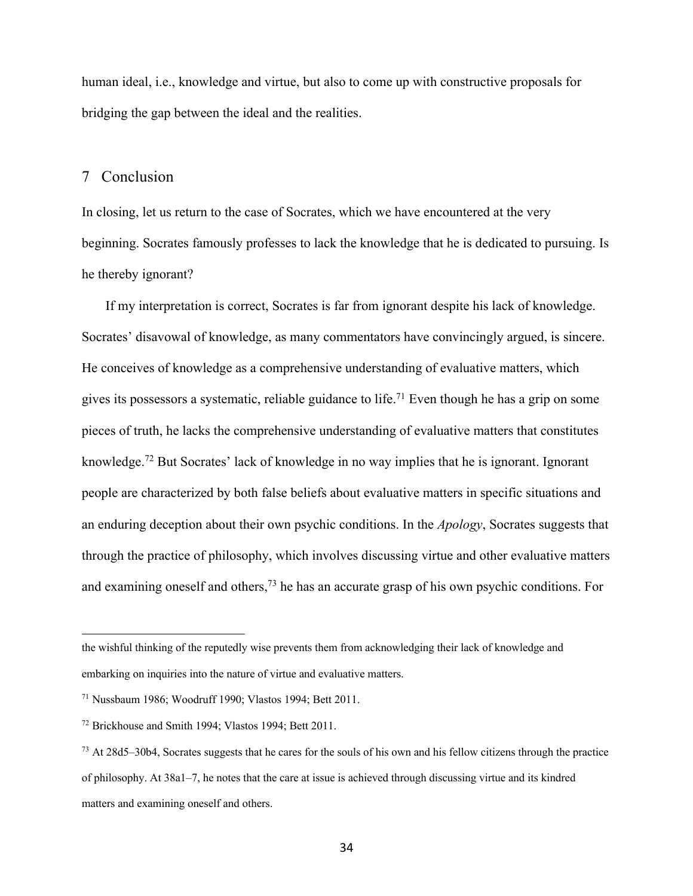human ideal, i.e., knowledge and virtue, but also to come up with constructive proposals for bridging the gap between the ideal and the realities.

## 7 Conclusion

In closing, let us return to the case of Socrates, which we have encountered at the very beginning. Socrates famously professes to lack the knowledge that he is dedicated to pursuing. Is he thereby ignorant?

If my interpretation is correct, Socrates is far from ignorant despite his lack of knowledge. Socrates' disavowal of knowledge, as many commentators have convincingly argued, is sincere. He conceives of knowledge as a comprehensive understanding of evaluative matters, which gives its possessors a systematic, reliable guidance to life.[71] Even though he has a grip on some pieces of truth, he lacks the comprehensive understanding of evaluative matters that constitutes knowledge.[72] But Socrates' lack of knowledge in no way implies that he is ignorant. Ignorant people are characterized by both false beliefs about evaluative matters in specific situations and an enduring deception about their own psychic conditions. In the *Apology*, Socrates suggests that through the practice of philosophy, which involves discussing virtue and other evaluative matters and examining oneself and others,[73] he has an accurate grasp of his own psychic conditions. For

---

the wishful thinking of the reputedly wise prevents them from acknowledging their lack of knowledge and embarking on inquiries into the nature of virtue and evaluative matters.

[71] Nussbaum 1986; Woodruff 1990; Vlastos 1994; Bett 2011.

[72] Brickhouse and Smith 1994; Vlastos 1994; Bett 2011.

[73] At 28d5–30b4, Socrates suggests that he cares for the souls of his own and his fellow citizens through the practice of philosophy. At 38a1–7, he notes that the care at issue is achieved through discussing virtue and its kindred matters and examining oneself and others.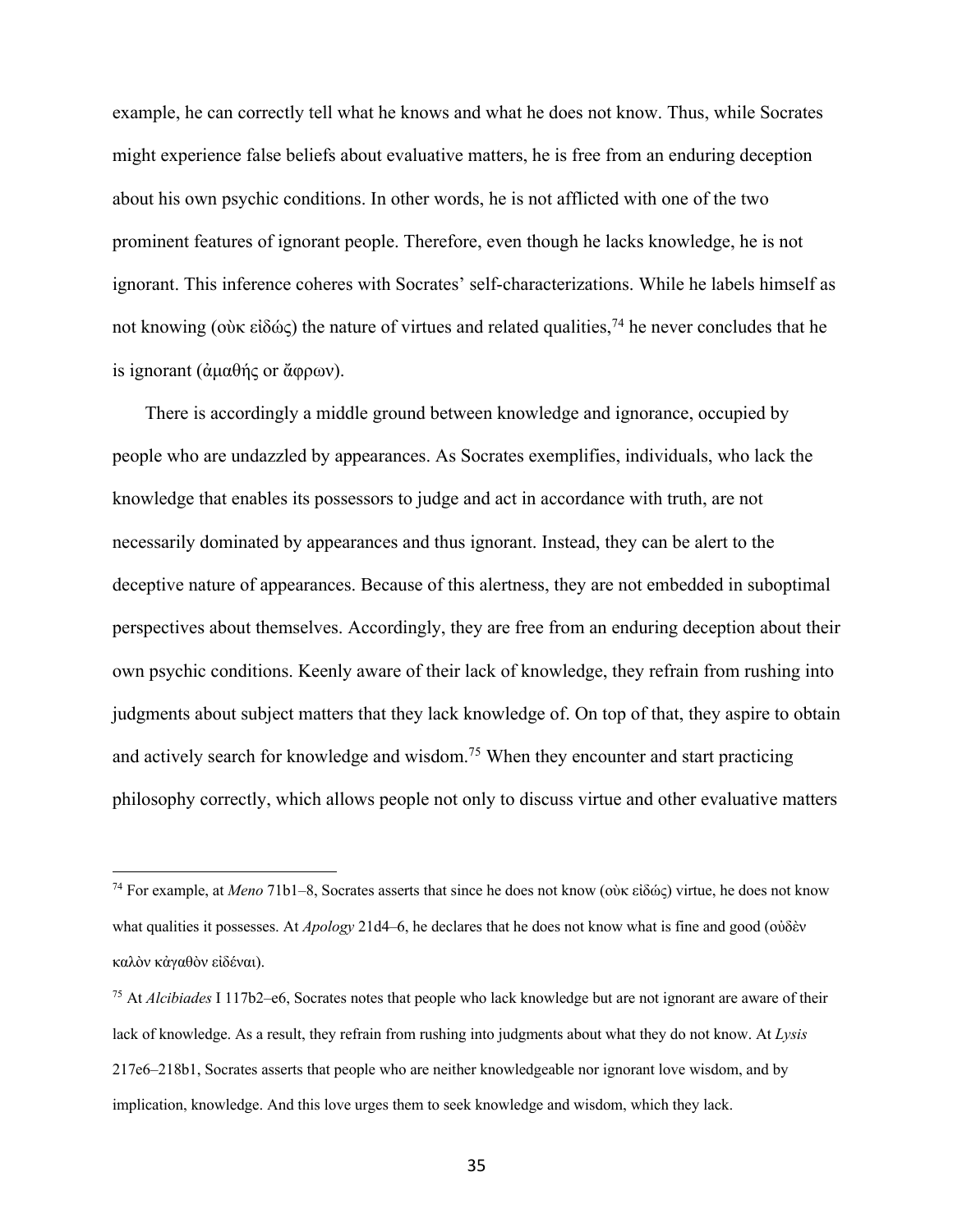example, he can correctly tell what he knows and what he does not know. Thus, while Socrates might experience false beliefs about evaluative matters, he is free from an enduring deception about his own psychic conditions. In other words, he is not afflicted with one of the two prominent features of ignorant people. Therefore, even though he lacks knowledge, he is not ignorant. This inference coheres with Socrates' self-characterizations. While he labels himself as not knowing (οὐκ εἰδώς) the nature of virtues and related qualities,[74] he never concludes that he is ignorant (ἀμαθής or ἄφρων).

There is accordingly a middle ground between knowledge and ignorance, occupied by people who are undazzled by appearances. As Socrates exemplifies, individuals, who lack the knowledge that enables its possessors to judge and act in accordance with truth, are not necessarily dominated by appearances and thus ignorant. Instead, they can be alert to the deceptive nature of appearances. Because of this alertness, they are not embedded in suboptimal perspectives about themselves. Accordingly, they are free from an enduring deception about their own psychic conditions. Keenly aware of their lack of knowledge, they refrain from rushing into judgments about subject matters that they lack knowledge of. On top of that, they aspire to obtain and actively search for knowledge and wisdom.[75] When they encounter and start practicing philosophy correctly, which allows people not only to discuss virtue and other evaluative matters

---

[74] For example, at *Meno* 71b1–8, Socrates asserts that since he does not know (οὐκ εἰδώς) virtue, he does not know what qualities it possesses. At *Apology* 21d4–6, he declares that he does not know what is fine and good (οὐδὲν καλὸν κἀγαθὸν εἰδέναι).

[75] At *Alcibiades* I 117b2–e6, Socrates notes that people who lack knowledge but are not ignorant are aware of their lack of knowledge. As a result, they refrain from rushing into judgments about what they do not know. At *Lysis* 217e6–218b1, Socrates asserts that people who are neither knowledgeable nor ignorant love wisdom, and by implication, knowledge. And this love urges them to seek knowledge and wisdom, which they lack.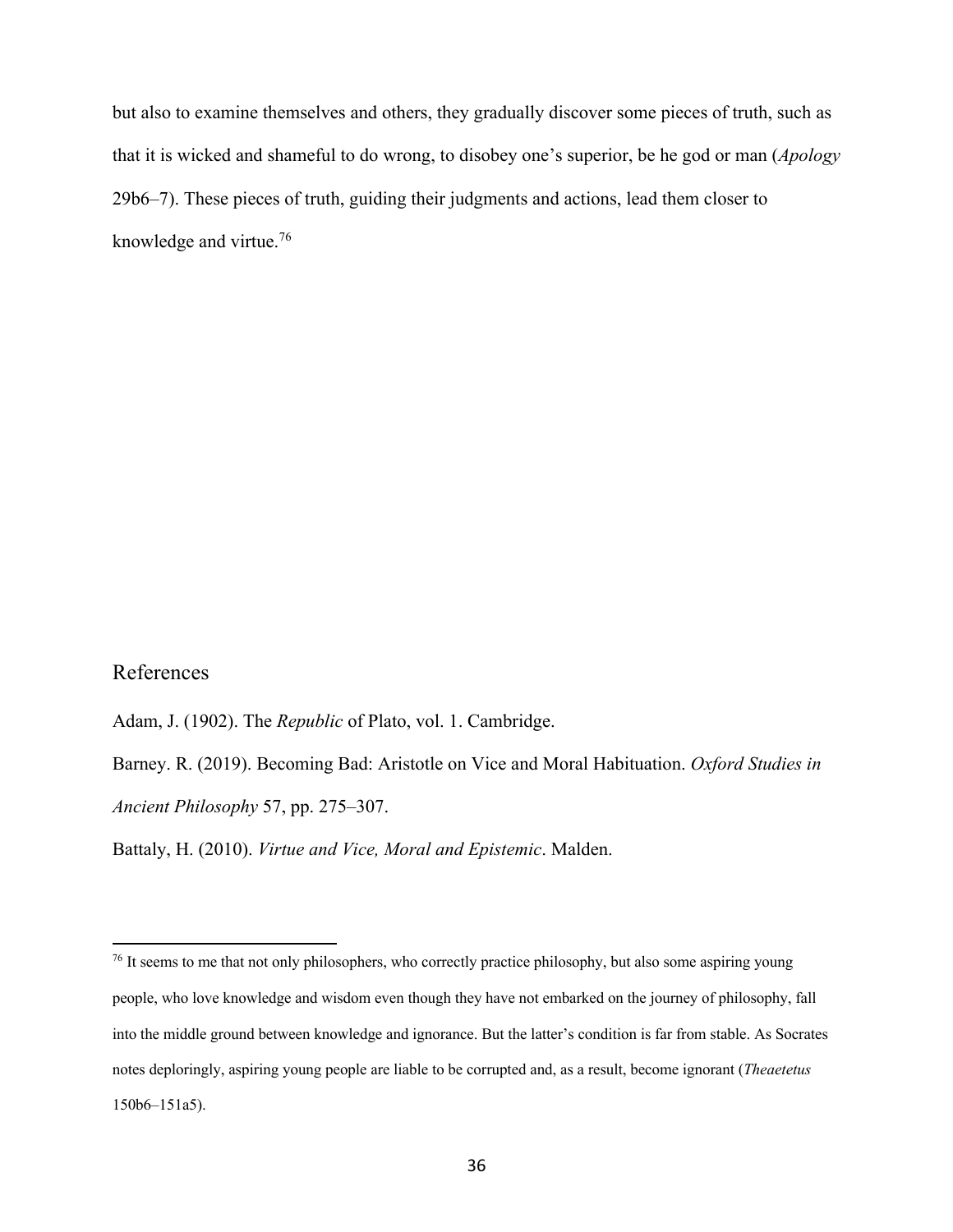but also to examine themselves and others, they gradually discover some pieces of truth, such as that it is wicked and shameful to do wrong, to disobey one's superior, be he god or man (*Apology* 29b6–7). These pieces of truth, guiding their judgments and actions, lead them closer to knowledge and virtue.[76]

## References

Adam, J. (1902). The *Republic* of Plato, vol. 1. Cambridge.

Barney. R. (2019). Becoming Bad: Aristotle on Vice and Moral Habituation. *Oxford Studies in Ancient Philosophy* 57, pp. 275–307.

Battaly, H. (2010). *Virtue and Vice, Moral and Epistemic*. Malden.

---

[76] It seems to me that not only philosophers, who correctly practice philosophy, but also some aspiring young people, who love knowledge and wisdom even though they have not embarked on the journey of philosophy, fall into the middle ground between knowledge and ignorance. But the latter's condition is far from stable. As Socrates notes deploringly, aspiring young people are liable to be corrupted and, as a result, become ignorant (*Theaetetus* 150b6–151a5).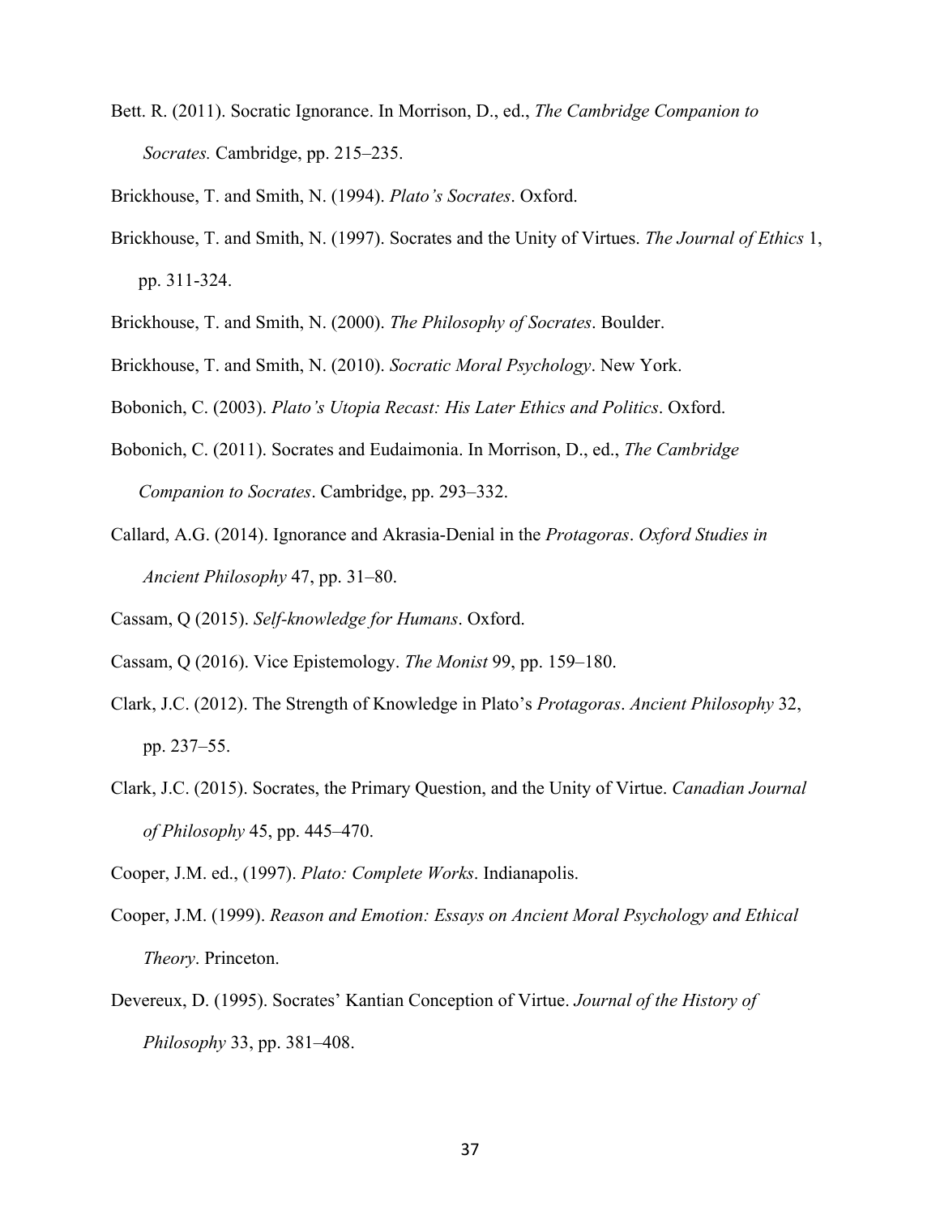Bett. R. (2011). Socratic Ignorance. In Morrison, D., ed., *The Cambridge Companion to Socrates.* Cambridge, pp. 215–235.

Brickhouse, T. and Smith, N. (1994). *Plato's Socrates*. Oxford.

Brickhouse, T. and Smith, N. (1997). Socrates and the Unity of Virtues. *The Journal of Ethics* 1, pp. 311-324.

Brickhouse, T. and Smith, N. (2000). *The Philosophy of Socrates*. Boulder.

Brickhouse, T. and Smith, N. (2010). *Socratic Moral Psychology*. New York.

Bobonich, C. (2003). *Plato's Utopia Recast: His Later Ethics and Politics*. Oxford.

Bobonich, C. (2011). Socrates and Eudaimonia. In Morrison, D., ed., *The Cambridge Companion to Socrates*. Cambridge, pp. 293–332.

Callard, A.G. (2014). Ignorance and Akrasia-Denial in the *Protagoras*. *Oxford Studies in Ancient Philosophy* 47, pp. 31–80.

Cassam, Q (2015). *Self-knowledge for Humans*. Oxford.

Cassam, Q (2016). Vice Epistemology. *The Monist* 99, pp. 159–180.

Clark, J.C. (2012). The Strength of Knowledge in Plato's *Protagoras*. *Ancient Philosophy* 32, pp. 237–55.

Clark, J.C. (2015). Socrates, the Primary Question, and the Unity of Virtue. *Canadian Journal of Philosophy* 45, pp. 445–470.

Cooper, J.M. ed., (1997). *Plato: Complete Works*. Indianapolis.

Cooper, J.M. (1999). *Reason and Emotion: Essays on Ancient Moral Psychology and Ethical Theory*. Princeton.

Devereux, D. (1995). Socrates' Kantian Conception of Virtue. *Journal of the History of Philosophy* 33, pp. 381–408.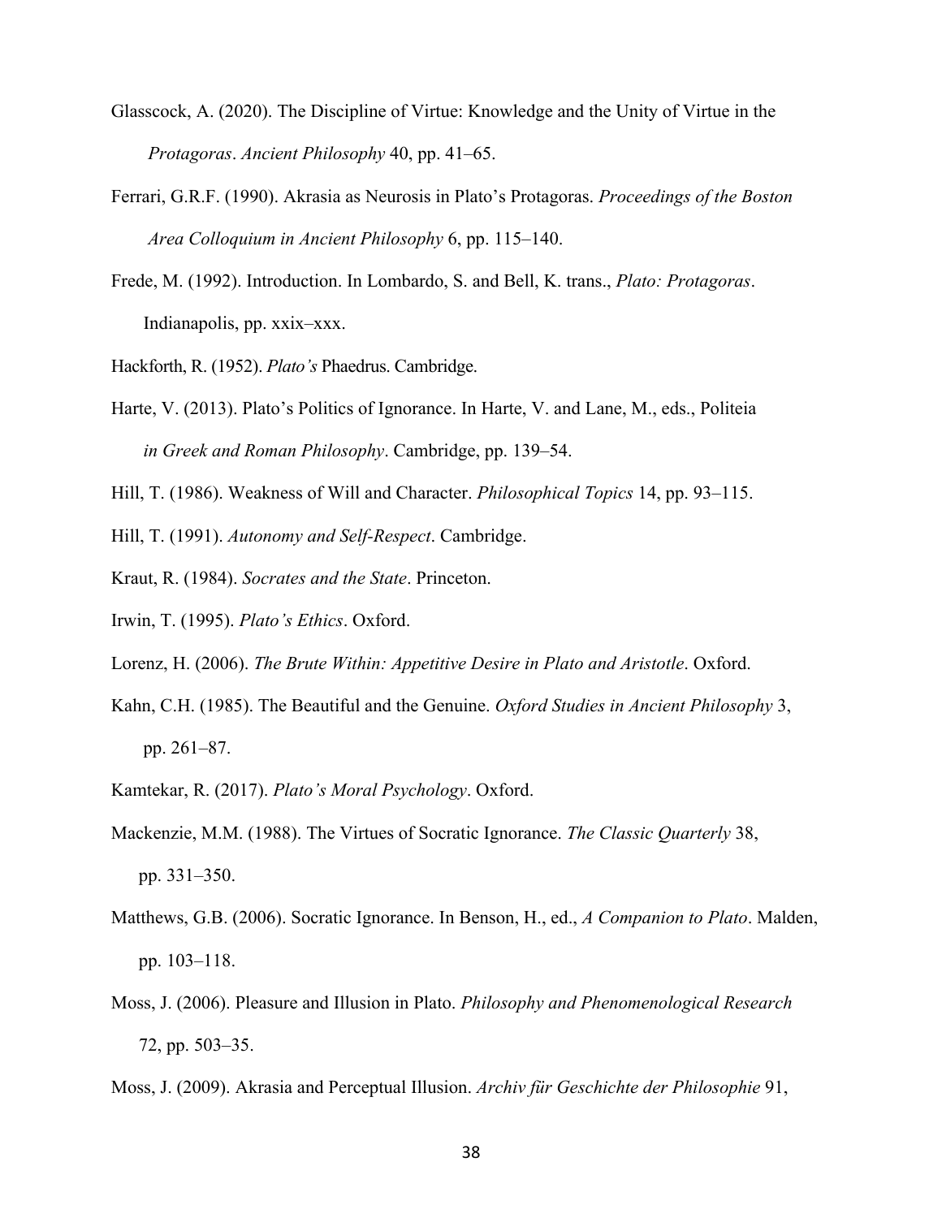Glasscock, A. (2020). The Discipline of Virtue: Knowledge and the Unity of Virtue in the *Protagoras*. *Ancient Philosophy* 40, pp. 41–65.

Ferrari, G.R.F. (1990). Akrasia as Neurosis in Plato's Protagoras. *Proceedings of the Boston Area Colloquium in Ancient Philosophy* 6, pp. 115–140.

Frede, M. (1992). Introduction. In Lombardo, S. and Bell, K. trans., *Plato: Protagoras*. Indianapolis, pp. xxix–xxx.

Hackforth, R. (1952). *Plato's* Phaedrus. Cambridge.

Harte, V. (2013). Plato's Politics of Ignorance. In Harte, V. and Lane, M., eds., Politeia *in Greek and Roman Philosophy*. Cambridge, pp. 139–54.

Hill, T. (1986). Weakness of Will and Character. *Philosophical Topics* 14, pp. 93–115.

Hill, T. (1991). *Autonomy and Self-Respect*. Cambridge.

Kraut, R. (1984). *Socrates and the State*. Princeton.

Irwin, T. (1995). *Plato's Ethics*. Oxford.

Lorenz, H. (2006). *The Brute Within: Appetitive Desire in Plato and Aristotle*. Oxford.

Kahn, C.H. (1985). The Beautiful and the Genuine. *Oxford Studies in Ancient Philosophy* 3, pp. 261–87.

Kamtekar, R. (2017). *Plato's Moral Psychology*. Oxford.

Mackenzie, M.M. (1988). The Virtues of Socratic Ignorance. *The Classic Quarterly* 38, pp. 331–350.

Matthews, G.B. (2006). Socratic Ignorance. In Benson, H., ed., *A Companion to Plato*. Malden, pp. 103–118.

Moss, J. (2006). Pleasure and Illusion in Plato. *Philosophy and Phenomenological Research* 72, pp. 503–35.

Moss, J. (2009). Akrasia and Perceptual Illusion. *Archiv für Geschichte der Philosophie* 91,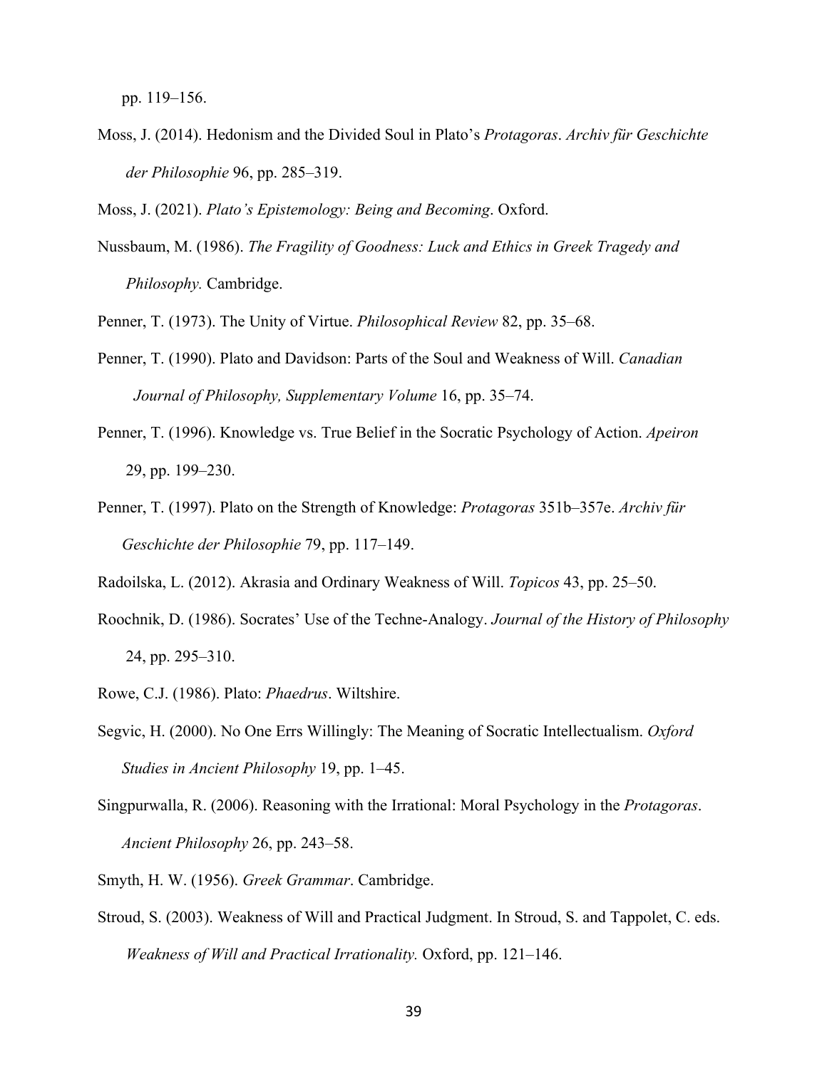pp. 119–156.

Moss, J. (2014). Hedonism and the Divided Soul in Plato's *Protagoras*. *Archiv für Geschichte der Philosophie* 96, pp. 285–319.

Moss, J. (2021). *Plato's Epistemology: Being and Becoming*. Oxford.

Nussbaum, M. (1986). *The Fragility of Goodness: Luck and Ethics in Greek Tragedy and Philosophy.* Cambridge.

Penner, T. (1973). The Unity of Virtue. *Philosophical Review* 82, pp. 35–68.

Penner, T. (1990). Plato and Davidson: Parts of the Soul and Weakness of Will. *Canadian Journal of Philosophy, Supplementary Volume* 16, pp. 35–74.

Penner, T. (1996). Knowledge vs. True Belief in the Socratic Psychology of Action. *Apeiron* 29, pp. 199–230.

Penner, T. (1997). Plato on the Strength of Knowledge: *Protagoras* 351b–357e. *Archiv für Geschichte der Philosophie* 79, pp. 117–149.

Radoilska, L. (2012). Akrasia and Ordinary Weakness of Will. *Topicos* 43, pp. 25–50.

Roochnik, D. (1986). Socrates' Use of the Techne-Analogy. *Journal of the History of Philosophy* 24, pp. 295–310.

Rowe, C.J. (1986). Plato: *Phaedrus*. Wiltshire.

Segvic, H. (2000). No One Errs Willingly: The Meaning of Socratic Intellectualism. *Oxford Studies in Ancient Philosophy* 19, pp. 1–45.

Singpurwalla, R. (2006). Reasoning with the Irrational: Moral Psychology in the *Protagoras*. *Ancient Philosophy* 26, pp. 243–58.

Smyth, H. W. (1956). *Greek Grammar*. Cambridge.

Stroud, S. (2003). Weakness of Will and Practical Judgment. In Stroud, S. and Tappolet, C. eds. *Weakness of Will and Practical Irrationality.* Oxford, pp. 121–146.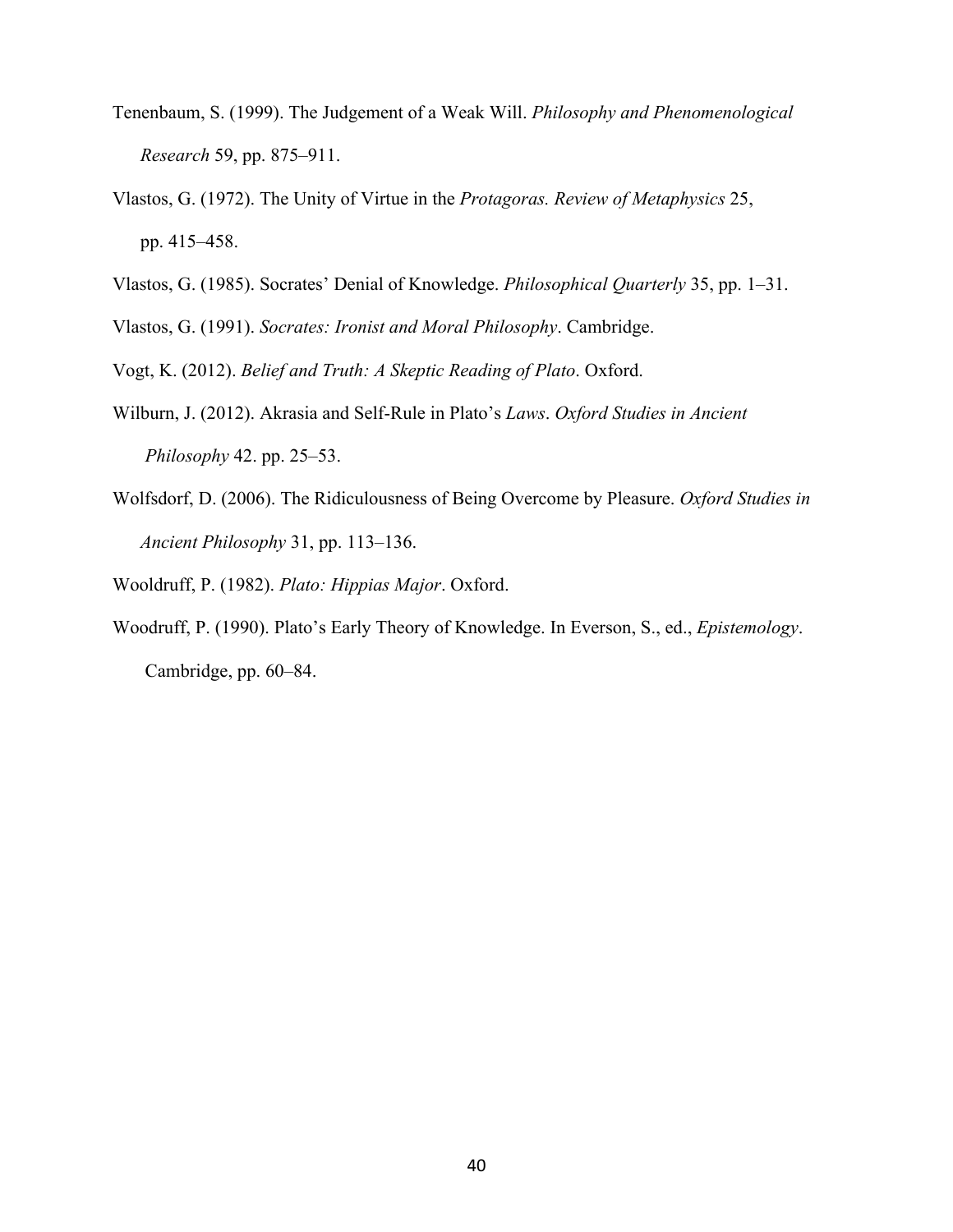Tenenbaum, S. (1999). The Judgement of a Weak Will. *Philosophy and Phenomenological Research* 59, pp. 875–911.

Vlastos, G. (1972). The Unity of Virtue in the *Protagoras. Review of Metaphysics* 25, pp. 415–458.

Vlastos, G. (1985). Socrates' Denial of Knowledge. *Philosophical Quarterly* 35, pp. 1–31.

Vlastos, G. (1991). *Socrates: Ironist and Moral Philosophy*. Cambridge.

Vogt, K. (2012). *Belief and Truth: A Skeptic Reading of Plato*. Oxford.

Wilburn, J. (2012). Akrasia and Self-Rule in Plato's *Laws*. *Oxford Studies in Ancient Philosophy* 42. pp. 25–53.

Wolfsdorf, D. (2006). The Ridiculousness of Being Overcome by Pleasure. *Oxford Studies in Ancient Philosophy* 31, pp. 113–136.

Wooldruff, P. (1982). *Plato: Hippias Major*. Oxford.

Woodruff, P. (1990). Plato's Early Theory of Knowledge. In Everson, S., ed., *Epistemology*. Cambridge, pp. 60–84.